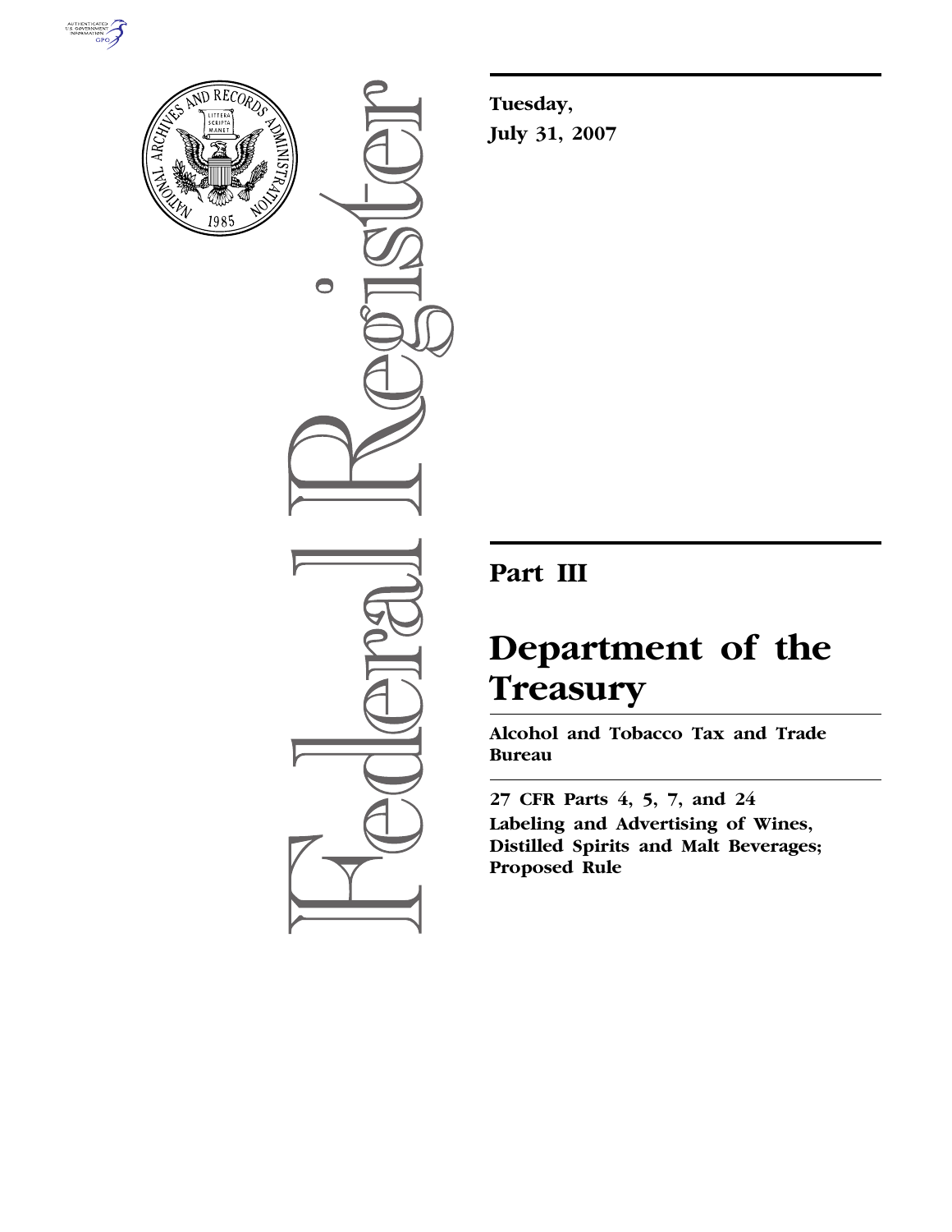**Tuesday,**
**July 31, 2007**

# Part III

# Department of the Treasury

## Alcohol and Tobacco Tax and Trade Bureau

## 27 CFR Parts 4, 5, 7, and 24

## Labeling and Advertising of Wines, Distilled Spirits and Malt Beverages; Proposed Rule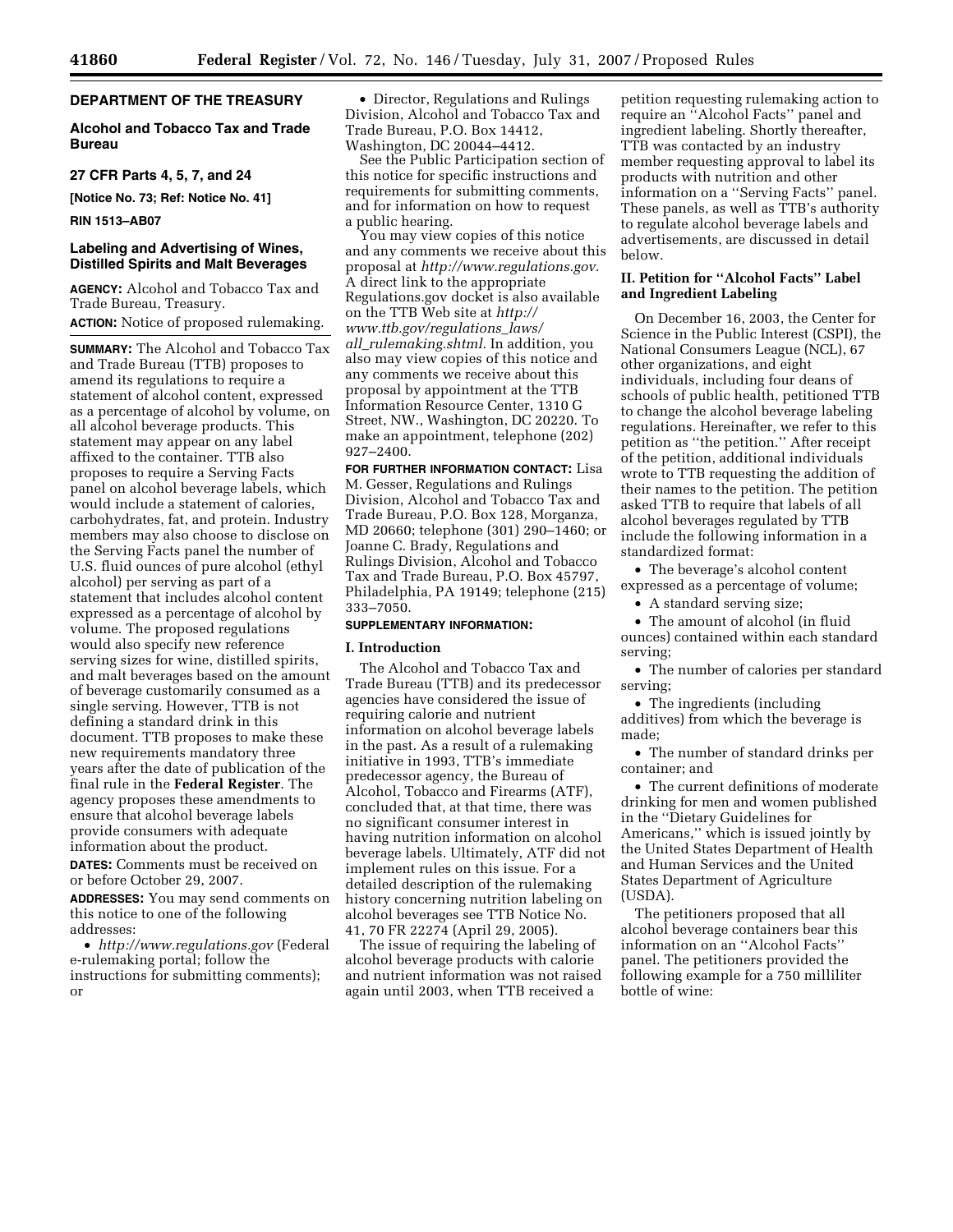**DEPARTMENT OF THE TREASURY**

**Alcohol and Tobacco Tax and Trade Bureau**

**27 CFR Parts 4, 5, 7, and 24**

**[Notice No. 73; Ref: Notice No. 41]**

**RIN 1513–AB07**

## Labeling and Advertising of Wines, Distilled Spirits and Malt Beverages

**AGENCY:** Alcohol and Tobacco Tax and Trade Bureau, Treasury.

**ACTION:** Notice of proposed rulemaking.

**SUMMARY:** The Alcohol and Tobacco Tax and Trade Bureau (TTB) proposes to amend its regulations to require a statement of alcohol content, expressed as a percentage of alcohol by volume, on all alcohol beverage products. This statement may appear on any label affixed to the container. TTB also proposes to require a Serving Facts panel on alcohol beverage labels, which would include a statement of calories, carbohydrates, fat, and protein. Industry members may also choose to disclose on the Serving Facts panel the number of U.S. fluid ounces of pure alcohol (ethyl alcohol) per serving as part of a statement that includes alcohol content expressed as a percentage of alcohol by volume. The proposed regulations would also specify new reference serving sizes for wine, distilled spirits, and malt beverages based on the amount of beverage customarily consumed as a single serving. However, TTB is not defining a standard drink in this document. TTB proposes to make these new requirements mandatory three years after the date of publication of the final rule in the **Federal Register**. The agency proposes these amendments to ensure that alcohol beverage labels provide consumers with adequate information about the product.

**DATES:** Comments must be received on or before October 29, 2007.

**ADDRESSES:** You may send comments on this notice to one of the following addresses:

- *http://www.regulations.gov* (Federal e-rulemaking portal; follow the instructions for submitting comments); or
- Director, Regulations and Rulings Division, Alcohol and Tobacco Tax and Trade Bureau, P.O. Box 14412, Washington, DC 20044–4412.

See the Public Participation section of this notice for specific instructions and requirements for submitting comments, and for information on how to request a public hearing.

You may view copies of this notice and any comments we receive about this proposal at *http://www.regulations.gov.* A direct link to the appropriate Regulations.gov docket is also available on the TTB Web site at *http://www.ttb.gov/regulations_laws/all_rulemaking.shtml.* In addition, you also may view copies of this notice and any comments we receive about this proposal by appointment at the TTB Information Resource Center, 1310 G Street, NW., Washington, DC 20220. To make an appointment, telephone (202) 927–2400.

**FOR FURTHER INFORMATION CONTACT:** Lisa M. Gesser, Regulations and Rulings Division, Alcohol and Tobacco Tax and Trade Bureau, P.O. Box 128, Morganza, MD 20660; telephone (301) 290–1460; or Joanne C. Brady, Regulations and Rulings Division, Alcohol and Tobacco Tax and Trade Bureau, P.O. Box 45797, Philadelphia, PA 19149; telephone (215) 333–7050.

**SUPPLEMENTARY INFORMATION:**

### I. Introduction

The Alcohol and Tobacco Tax and Trade Bureau (TTB) and its predecessor agencies have considered the issue of requiring calorie and nutrient information on alcohol beverage labels in the past. As a result of a rulemaking initiative in 1993, TTB's immediate predecessor agency, the Bureau of Alcohol, Tobacco and Firearms (ATF), concluded that, at that time, there was no significant consumer interest in having nutrition information on alcohol beverage labels. Ultimately, ATF did not implement rules on this issue. For a detailed description of the rulemaking history concerning nutrition labeling on alcohol beverages see TTB Notice No. 41, 70 FR 22274 (April 29, 2005).

The issue of requiring the labeling of alcohol beverage products with calorie and nutrient information was not raised again until 2003, when TTB received a petition requesting rulemaking action to require an ''Alcohol Facts'' panel and ingredient labeling. Shortly thereafter, TTB was contacted by an industry member requesting approval to label its products with nutrition and other information on a ''Serving Facts'' panel. These panels, as well as TTB's authority to regulate alcohol beverage labels and advertisements, are discussed in detail below.

### II. Petition for ''Alcohol Facts'' Label and Ingredient Labeling

On December 16, 2003, the Center for Science in the Public Interest (CSPI), the National Consumers League (NCL), 67 other organizations, and eight individuals, including four deans of schools of public health, petitioned TTB to change the alcohol beverage labeling regulations. Hereinafter, we refer to this petition as ''the petition.'' After receipt of the petition, additional individuals wrote to TTB requesting the addition of their names to the petition. The petition asked TTB to require that labels of all alcohol beverages regulated by TTB include the following information in a standardized format:

- The beverage's alcohol content expressed as a percentage of volume;
- A standard serving size;
- The amount of alcohol (in fluid ounces) contained within each standard serving;
- The number of calories per standard serving;
- The ingredients (including additives) from which the beverage is made;
- The number of standard drinks per container; and
- The current definitions of moderate drinking for men and women published in the ''Dietary Guidelines for Americans,'' which is issued jointly by the United States Department of Health and Human Services and the United States Department of Agriculture (USDA).

The petitioners proposed that all alcohol beverage containers bear this information on an ''Alcohol Facts'' panel. The petitioners provided the following example for a 750 milliliter bottle of wine: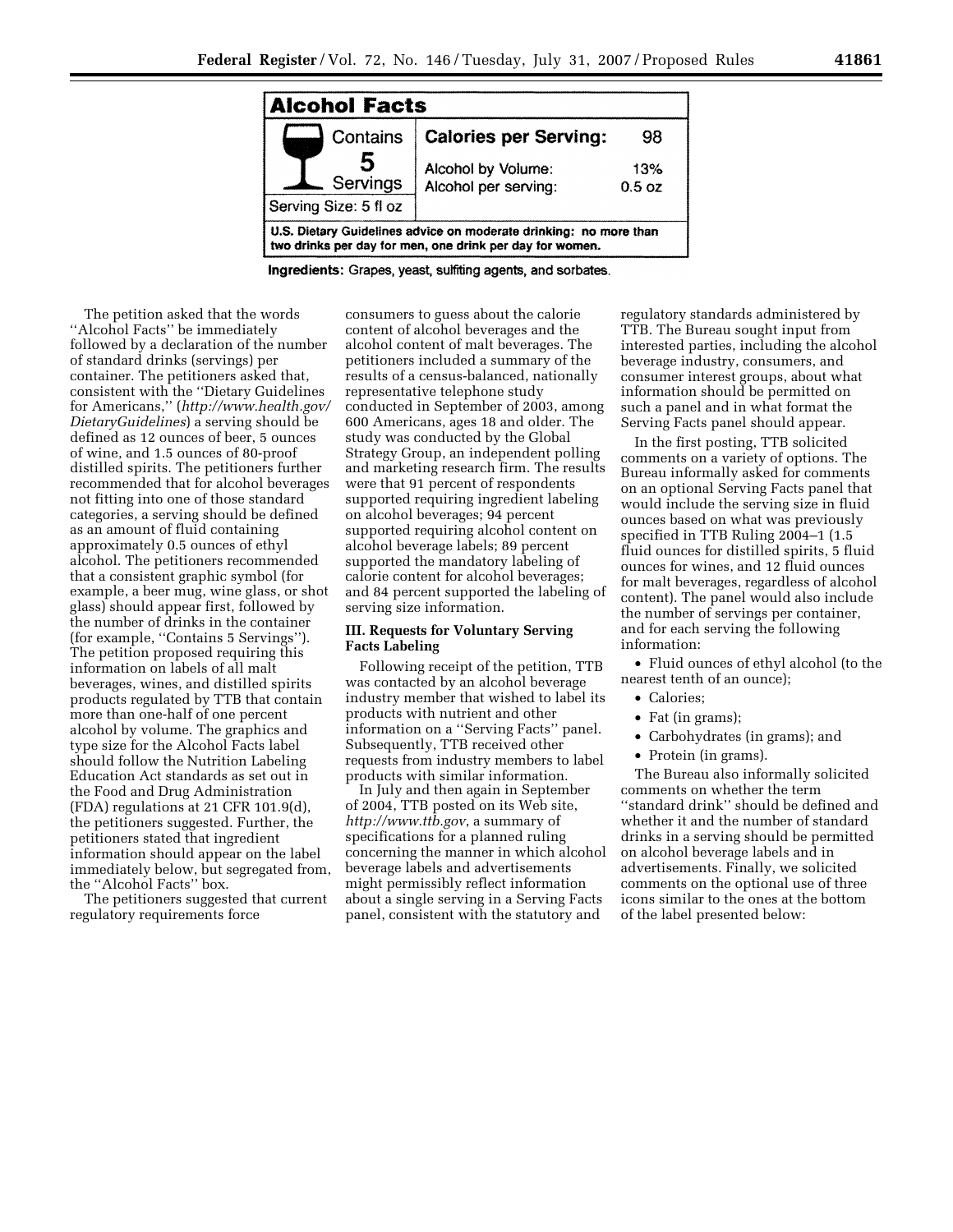| Alcohol Facts | | |
|---|---|---|
| Contains 5 Servings | Calories per Serving: | 98 |
| | Alcohol by Volume: | 13% |
| | Alcohol per serving: | 0.5 oz |
| Serving Size: 5 fl oz | | |
| U.S. Dietary Guidelines advice on moderate drinking: no more than two drinks per day for men, one drink per day for women. | | |

**Ingredients:** Grapes, yeast, sulfiting agents, and sorbates.

The petition asked that the words ''Alcohol Facts'' be immediately followed by a declaration of the number of standard drinks (servings) per container. The petitioners asked that, consistent with the ''Dietary Guidelines for Americans,'' (*http://www.health.gov/DietaryGuidelines*) a serving should be defined as 12 ounces of beer, 5 ounces of wine, and 1.5 ounces of 80-proof distilled spirits. The petitioners further recommended that for alcohol beverages not fitting into one of those standard categories, a serving should be defined as an amount of fluid containing approximately 0.5 ounces of ethyl alcohol. The petitioners recommended that a consistent graphic symbol (for example, a beer mug, wine glass, or shot glass) should appear first, followed by the number of drinks in the container (for example, ''Contains 5 Servings''). The petition proposed requiring this information on labels of all malt beverages, wines, and distilled spirits products regulated by TTB that contain more than one-half of one percent alcohol by volume. The graphics and type size for the Alcohol Facts label should follow the Nutrition Labeling Education Act standards as set out in the Food and Drug Administration (FDA) regulations at 21 CFR 101.9(d), the petitioners suggested. Further, the petitioners stated that ingredient information should appear on the label immediately below, but segregated from, the ''Alcohol Facts'' box.

The petitioners suggested that current regulatory requirements force consumers to guess about the calorie content of alcohol beverages and the alcohol content of malt beverages. The petitioners included a summary of the results of a census-balanced, nationally representative telephone study conducted in September of 2003, among 600 Americans, ages 18 and older. The study was conducted by the Global Strategy Group, an independent polling and marketing research firm. The results were that 91 percent of respondents supported requiring ingredient labeling on alcohol beverages; 94 percent supported requiring alcohol content on alcohol beverage labels; 89 percent supported the mandatory labeling of calorie content for alcohol beverages; and 84 percent supported the labeling of serving size information.

### III. Requests for Voluntary Serving Facts Labeling

Following receipt of the petition, TTB was contacted by an alcohol beverage industry member that wished to label its products with nutrient and other information on a ''Serving Facts'' panel. Subsequently, TTB received other requests from industry members to label products with similar information.

In July and then again in September of 2004, TTB posted on its Web site, *http://www.ttb.gov*, a summary of specifications for a planned ruling concerning the manner in which alcohol beverage labels and advertisements might permissibly reflect information about a single serving in a Serving Facts panel, consistent with the statutory and regulatory standards administered by TTB. The Bureau sought input from interested parties, including the alcohol beverage industry, consumers, and consumer interest groups, about what information should be permitted on such a panel and in what format the Serving Facts panel should appear.

In the first posting, TTB solicited comments on a variety of options. The Bureau informally asked for comments on an optional Serving Facts panel that would include the serving size in fluid ounces based on what was previously specified in TTB Ruling 2004–1 (1.5 fluid ounces for distilled spirits, 5 fluid ounces for wines, and 12 fluid ounces for malt beverages, regardless of alcohol content). The panel would also include the number of servings per container, and for each serving the following information:

- Fluid ounces of ethyl alcohol (to the nearest tenth of an ounce);
- Calories;
- Fat (in grams);
- Carbohydrates (in grams); and
- Protein (in grams).

The Bureau also informally solicited comments on whether the term ''standard drink'' should be defined and whether it and the number of standard drinks in a serving should be permitted on alcohol beverage labels and in advertisements. Finally, we solicited comments on the optional use of three icons similar to the ones at the bottom of the label presented below: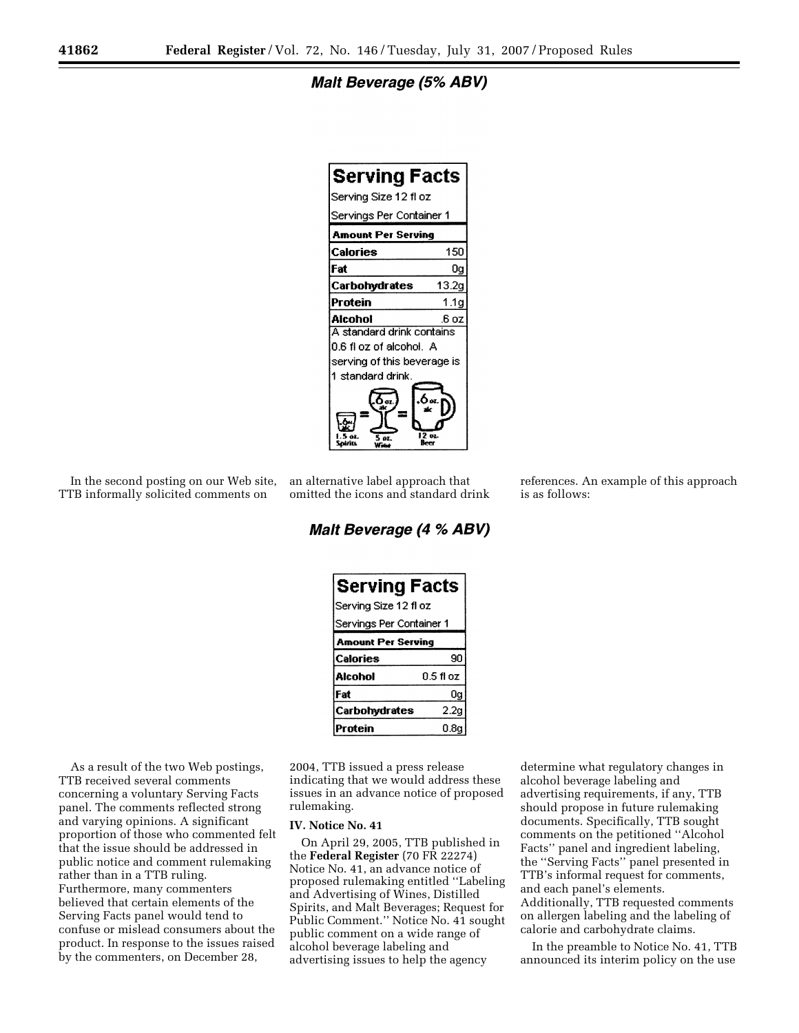***Malt Beverage (5% ABV)***

| Serving Facts | |
|---|---|
| Serving Size 12 fl oz | |
| Servings Per Container 1 | |
| **Amount Per Serving** | |
| **Calories** | 150 |
| **Fat** | 0g |
| **Carbohydrates** | 13.2g |
| **Protein** | 1.1g |
| **Alcohol** | .6 oz |

A standard drink contains 0.6 fl oz of alcohol. A serving of this beverage is 1 standard drink.

.6 oz. alc 1.5 oz. Spirits = .6 oz. alc 5 oz. Wine = .6 oz. alc 12 oz. Beer

In the second posting on our Web site, TTB informally solicited comments on an alternative label approach that omitted the icons and standard drink references. An example of this approach is as follows:

***Malt Beverage (4 % ABV)***

| Serving Facts | |
|---|---|
| Serving Size 12 fl oz | |
| Servings Per Container 1 | |
| **Amount Per Serving** | |
| **Calories** | 90 |
| **Alcohol** | 0.5 fl oz |
| **Fat** | 0g |
| **Carbohydrates** | 2.2g |
| **Protein** | 0.8g |

As a result of the two Web postings, TTB received several comments concerning a voluntary Serving Facts panel. The comments reflected strong and varying opinions. A significant proportion of those who commented felt that the issue should be addressed in public notice and comment rulemaking rather than in a TTB ruling. Furthermore, many commenters believed that certain elements of the Serving Facts panel would tend to confuse or mislead consumers about the product. In response to the issues raised by the commenters, on December 28, 2004, TTB issued a press release indicating that we would address these issues in an advance notice of proposed rulemaking.

## IV. Notice No. 41

On April 29, 2005, TTB published in the **Federal Register** (70 FR 22274) Notice No. 41, an advance notice of proposed rulemaking entitled ''Labeling and Advertising of Wines, Distilled Spirits, and Malt Beverages; Request for Public Comment.'' Notice No. 41 sought public comment on a wide range of alcohol beverage labeling and advertising issues to help the agency determine what regulatory changes in alcohol beverage labeling and advertising requirements, if any, TTB should propose in future rulemaking documents. Specifically, TTB sought comments on the petitioned ''Alcohol Facts'' panel and ingredient labeling, the ''Serving Facts'' panel presented in TTB's informal request for comments, and each panel's elements. Additionally, TTB requested comments on allergen labeling and the labeling of calorie and carbohydrate claims.

In the preamble to Notice No. 41, TTB announced its interim policy on the use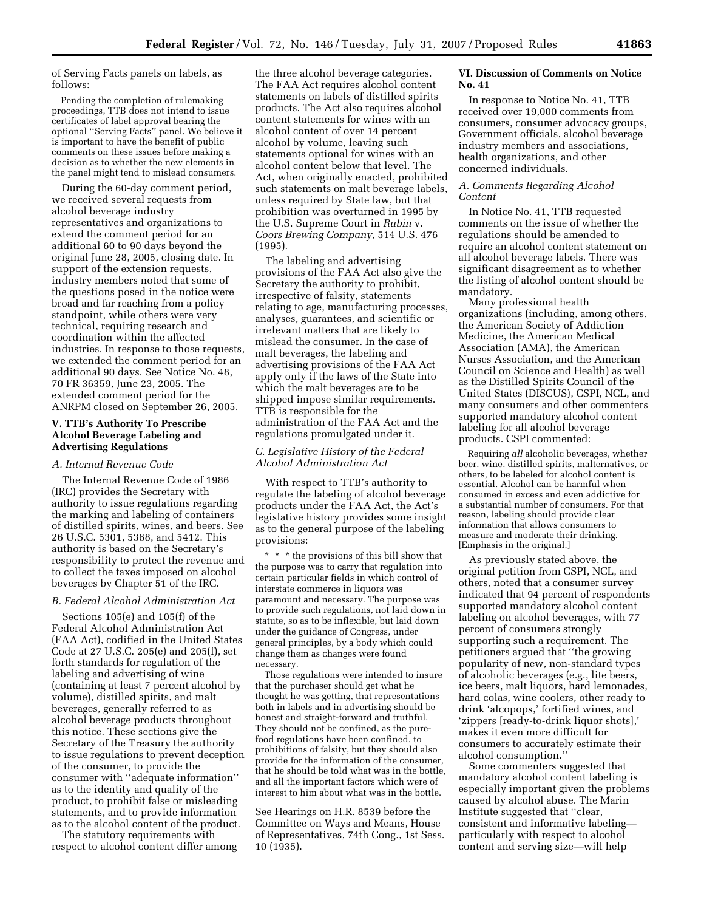of Serving Facts panels on labels, as follows:

> Pending the completion of rulemaking proceedings, TTB does not intend to issue certificates of label approval bearing the optional "Serving Facts" panel. We believe it is important to have the benefit of public comments on these issues before making a decision as to whether the new elements in the panel might tend to mislead consumers.

During the 60-day comment period, we received several requests from alcohol beverage industry representatives and organizations to extend the comment period for an additional 60 to 90 days beyond the original June 28, 2005, closing date. In support of the extension requests, industry members noted that some of the questions posed in the notice were broad and far reaching from a policy standpoint, while others were very technical, requiring research and coordination within the affected industries. In response to those requests, we extended the comment period for an additional 90 days. See Notice No. 48, 70 FR 36359, June 23, 2005. The extended comment period for the ANRPM closed on September 26, 2005.

## V. TTB's Authority To Prescribe Alcohol Beverage Labeling and Advertising Regulations

### A. Internal Revenue Code

The Internal Revenue Code of 1986 (IRC) provides the Secretary with authority to issue regulations regarding the marking and labeling of containers of distilled spirits, wines, and beers. See 26 U.S.C. 5301, 5368, and 5412. This authority is based on the Secretary's responsibility to protect the revenue and to collect the taxes imposed on alcohol beverages by Chapter 51 of the IRC.

### B. Federal Alcohol Administration Act

Sections 105(e) and 105(f) of the Federal Alcohol Administration Act (FAA Act), codified in the United States Code at 27 U.S.C. 205(e) and 205(f), set forth standards for regulation of the labeling and advertising of wine (containing at least 7 percent alcohol by volume), distilled spirits, and malt beverages, generally referred to as alcohol beverage products throughout this notice. These sections give the Secretary of the Treasury the authority to issue regulations to prevent deception of the consumer, to provide the consumer with "adequate information" as to the identity and quality of the product, to prohibit false or misleading statements, and to provide information as to the alcohol content of the product.

The statutory requirements with respect to alcohol content differ among the three alcohol beverage categories. The FAA Act requires alcohol content statements on labels of distilled spirits products. The Act also requires alcohol content statements for wines with an alcohol content of over 14 percent alcohol by volume, leaving such statements optional for wines with an alcohol content below that level. The Act, when originally enacted, prohibited such statements on malt beverage labels, unless required by State law, but that prohibition was overturned in 1995 by the U.S. Supreme Court in *Rubin* v. *Coors Brewing Company*, 514 U.S. 476 (1995).

The labeling and advertising provisions of the FAA Act also give the Secretary the authority to prohibit, irrespective of falsity, statements relating to age, manufacturing processes, analyses, guarantees, and scientific or irrelevant matters that are likely to mislead the consumer. In the case of malt beverages, the labeling and advertising provisions of the FAA Act apply only if the laws of the State into which the malt beverages are to be shipped impose similar requirements. TTB is responsible for the administration of the FAA Act and the regulations promulgated under it.

### C. Legislative History of the Federal Alcohol Administration Act

With respect to TTB's authority to regulate the labeling of alcohol beverage products under the FAA Act, the Act's legislative history provides some insight as to the general purpose of the labeling provisions:

> * * * the provisions of this bill show that the purpose was to carry that regulation into certain particular fields in which control of interstate commerce in liquors was paramount and necessary. The purpose was to provide such regulations, not laid down in statute, so as to be inflexible, but laid down under the guidance of Congress, under general principles, by a body which could change them as changes were found necessary.
>
> Those regulations were intended to insure that the purchaser should get what he thought he was getting, that representations both in labels and in advertising should be honest and straight-forward and truthful. They should not be confined, as the pure-food regulations have been confined, to prohibitions of falsity, but they should also provide for the information of the consumer, that he should be told what was in the bottle, and all the important factors which were of interest to him about what was in the bottle.

See Hearings on H.R. 8539 before the Committee on Ways and Means, House of Representatives, 74th Cong., 1st Sess. 10 (1935).

## VI. Discussion of Comments on Notice No. 41

In response to Notice No. 41, TTB received over 19,000 comments from consumers, consumer advocacy groups, Government officials, alcohol beverage industry members and associations, health organizations, and other concerned individuals.

### A. Comments Regarding Alcohol Content

In Notice No. 41, TTB requested comments on the issue of whether the regulations should be amended to require an alcohol content statement on all alcohol beverage labels. There was significant disagreement as to whether the listing of alcohol content should be mandatory.

Many professional health organizations (including, among others, the American Society of Addiction Medicine, the American Medical Association (AMA), the American Nurses Association, and the American Council on Science and Health) as well as the Distilled Spirits Council of the United States (DISCUS), CSPI, NCL, and many consumers and other commenters supported mandatory alcohol content labeling for all alcohol beverage products. CSPI commented:

> Requiring *all* alcoholic beverages, whether beer, wine, distilled spirits, malternatives, or others, to be labeled for alcohol content is essential. Alcohol can be harmful when consumed in excess and even addictive for a substantial number of consumers. For that reason, labeling should provide clear information that allows consumers to measure and moderate their drinking. [Emphasis in the original.]

As previously stated above, the original petition from CSPI, NCL, and others, noted that a consumer survey indicated that 94 percent of respondents supported mandatory alcohol content labeling on alcohol beverages, with 77 percent of consumers strongly supporting such a requirement. The petitioners argued that "the growing popularity of new, non-standard types of alcoholic beverages (e.g., lite beers, ice beers, malt liquors, hard lemonades, hard colas, wine coolers, other ready to drink 'alcopops,' fortified wines, and 'zippers [ready-to-drink liquor shots],' makes it even more difficult for consumers to accurately estimate their alcohol consumption."

Some commenters suggested that mandatory alcohol content labeling is especially important given the problems caused by alcohol abuse. The Marin Institute suggested that "clear, consistent and informative labeling—particularly with respect to alcohol content and serving size—will help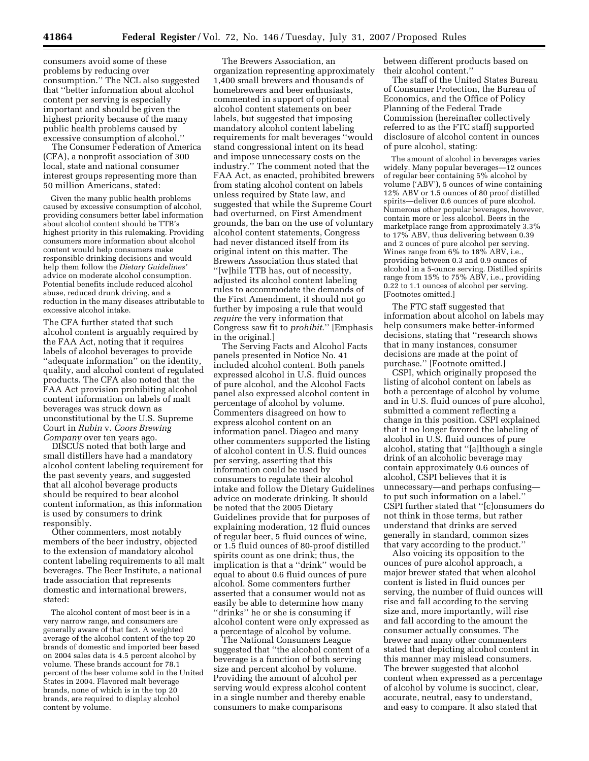consumers avoid some of these problems by reducing over consumption.'' The NCL also suggested that ''better information about alcohol content per serving is especially important and should be given the highest priority because of the many public health problems caused by excessive consumption of alcohol.''

The Consumer Federation of America (CFA), a nonprofit association of 300 local, state and national consumer interest groups representing more than 50 million Americans, stated:

> Given the many public health problems caused by excessive consumption of alcohol, providing consumers better label information about alcohol content should be TTB's highest priority in this rulemaking. Providing consumers more information about alcohol content would help consumers make responsible drinking decisions and would help them follow the *Dietary Guidelines'* advice on moderate alcohol consumption. Potential benefits include reduced alcohol abuse, reduced drunk driving, and a reduction in the many diseases attributable to excessive alcohol intake.

The CFA further stated that such alcohol content is arguably required by the FAA Act, noting that it requires labels of alcohol beverages to provide ''adequate information'' on the identity, quality, and alcohol content of regulated products. The CFA also noted that the FAA Act provision prohibiting alcohol content information on labels of malt beverages was struck down as unconstitutional by the U.S. Supreme Court in *Rubin* v. *Coors Brewing Company* over ten years ago.

DISCUS noted that both large and small distillers have had a mandatory alcohol content labeling requirement for the past seventy years, and suggested that all alcohol beverage products should be required to bear alcohol content information, as this information is used by consumers to drink responsibly.

Other commenters, most notably members of the beer industry, objected to the extension of mandatory alcohol content labeling requirements to all malt beverages. The Beer Institute, a national trade association that represents domestic and international brewers, stated:

> The alcohol content of most beer is in a very narrow range, and consumers are generally aware of that fact. A weighted average of the alcohol content of the top 20 brands of domestic and imported beer based on 2004 sales data is 4.5 percent alcohol by volume. These brands account for 78.1 percent of the beer volume sold in the United States in 2004. Flavored malt beverage brands, none of which is in the top 20 brands, are required to display alcohol content by volume.

The Brewers Association, an organization representing approximately 1,400 small brewers and thousands of homebrewers and beer enthusiasts, commented in support of optional alcohol content statements on beer labels, but suggested that imposing mandatory alcohol content labeling requirements for malt beverages ''would stand congressional intent on its head and impose unnecessary costs on the industry.'' The comment noted that the FAA Act, as enacted, prohibited brewers from stating alcohol content on labels unless required by State law, and suggested that while the Supreme Court had overturned, on First Amendment grounds, the ban on the use of voluntary alcohol content statements, Congress had never distanced itself from its original intent on this matter. The Brewers Association thus stated that ''[w]hile TTB has, out of necessity, adjusted its alcohol content labeling rules to accommodate the demands of the First Amendment, it should not go further by imposing a rule that would *require* the very information that Congress saw fit to *prohibit*.'' [Emphasis in the original.]

The Serving Facts and Alcohol Facts panels presented in Notice No. 41 included alcohol content. Both panels expressed alcohol in U.S. fluid ounces of pure alcohol, and the Alcohol Facts panel also expressed alcohol content in percentage of alcohol by volume. Commenters disagreed on how to express alcohol content on an information panel. Diageo and many other commenters supported the listing of alcohol content in U.S. fluid ounces per serving, asserting that this information could be used by consumers to regulate their alcohol intake and follow the Dietary Guidelines advice on moderate drinking. It should be noted that the 2005 Dietary Guidelines provide that for purposes of explaining moderation, 12 fluid ounces of regular beer, 5 fluid ounces of wine, or 1.5 fluid ounces of 80-proof distilled spirits count as one drink; thus, the implication is that a ''drink'' would be equal to about 0.6 fluid ounces of pure alcohol. Some commenters further asserted that a consumer would not as easily be able to determine how many ''drinks'' he or she is consuming if alcohol content were only expressed as a percentage of alcohol by volume.

The National Consumers League suggested that ''the alcohol content of a beverage is a function of both serving size and percent alcohol by volume. Providing the amount of alcohol per serving would express alcohol content in a single number and thereby enable consumers to make comparisons between different products based on their alcohol content.''

The staff of the United States Bureau of Consumer Protection, the Bureau of Economics, and the Office of Policy Planning of the Federal Trade Commission (hereinafter collectively referred to as the FTC staff) supported disclosure of alcohol content in ounces of pure alcohol, stating:

> The amount of alcohol in beverages varies widely. Many popular beverages—12 ounces of regular beer containing 5% alcohol by volume ('ABV'), 5 ounces of wine containing 12% ABV or 1.5 ounces of 80 proof distilled spirits—deliver 0.6 ounces of pure alcohol. Numerous other popular beverages, however, contain more or less alcohol. Beers in the marketplace range from approximately 3.3% to 17% ABV, thus delivering between 0.39 and 2 ounces of pure alcohol per serving. Wines range from 6% to 18% ABV, i.e., providing between 0.3 and 0.9 ounces of alcohol in a 5-ounce serving. Distilled spirits range from 15% to 75% ABV, i.e., providing 0.22 to 1.1 ounces of alcohol per serving. [Footnotes omitted.]

The FTC staff suggested that information about alcohol on labels may help consumers make better-informed decisions, stating that ''research shows that in many instances, consumer decisions are made at the point of purchase.'' [Footnote omitted.]

CSPI, which originally proposed the listing of alcohol content on labels as both a percentage of alcohol by volume and in U.S. fluid ounces of pure alcohol, submitted a comment reflecting a change in this position. CSPI explained that it no longer favored the labeling of alcohol in U.S. fluid ounces of pure alcohol, stating that ''[a]lthough a single drink of an alcoholic beverage may contain approximately 0.6 ounces of alcohol, CSPI believes that it is unnecessary—and perhaps confusing—to put such information on a label.'' CSPI further stated that ''[c]onsumers do not think in those terms, but rather understand that drinks are served generally in standard, common sizes that vary according to the product.''

Also voicing its opposition to the ounces of pure alcohol approach, a major brewer stated that when alcohol content is listed in fluid ounces per serving, the number of fluid ounces will rise and fall according to the serving size and, more importantly, will rise and fall according to the amount the consumer actually consumes. The brewer and many other commenters stated that depicting alcohol content in this manner may mislead consumers. The brewer suggested that alcohol content when expressed as a percentage of alcohol by volume is succinct, clear, accurate, neutral, easy to understand, and easy to compare. It also stated that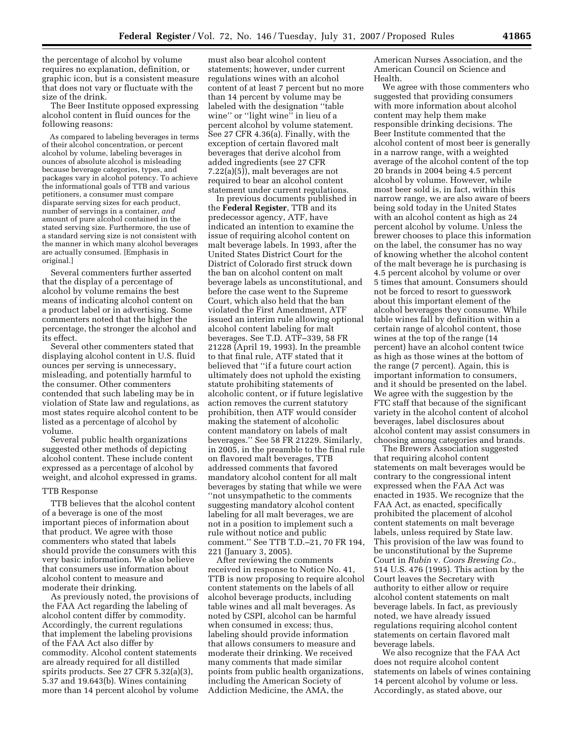the percentage of alcohol by volume requires no explanation, definition, or graphic icon, but is a consistent measure that does not vary or fluctuate with the size of the drink.

The Beer Institute opposed expressing alcohol content in fluid ounces for the following reasons:

> As compared to labeling beverages in terms of their alcohol concentration, or percent alcohol by volume, labeling beverages in ounces of absolute alcohol is misleading because beverage categories, types, and packages vary in alcohol potency. To achieve the informational goals of TTB and various petitioners, a consumer must compare disparate serving sizes for each product, number of servings in a container, *and* amount of pure alcohol contained in the stated serving size. Furthermore, the use of a standard serving size is not consistent with the manner in which many alcohol beverages are actually consumed. [Emphasis in original.]

Several commenters further asserted that the display of a percentage of alcohol by volume remains the best means of indicating alcohol content on a product label or in advertising. Some commenters noted that the higher the percentage, the stronger the alcohol and its effect.

Several other commenters stated that displaying alcohol content in U.S. fluid ounces per serving is unnecessary, misleading, and potentially harmful to the consumer. Other commenters contended that such labeling may be in violation of State law and regulations, as most states require alcohol content to be listed as a percentage of alcohol by volume.

Several public health organizations suggested other methods of depicting alcohol content. These include content expressed as a percentage of alcohol by weight, and alcohol expressed in grams.

### TTB Response

TTB believes that the alcohol content of a beverage is one of the most important pieces of information about that product. We agree with those commenters who stated that labels should provide the consumers with this very basic information. We also believe that consumers use information about alcohol content to measure and moderate their drinking.

As previously noted, the provisions of the FAA Act regarding the labeling of alcohol content differ by commodity. Accordingly, the current regulations that implement the labeling provisions of the FAA Act also differ by commodity. Alcohol content statements are already required for all distilled spirits products. See 27 CFR 5.32(a)(3), 5.37 and 19.643(b). Wines containing more than 14 percent alcohol by volume must also bear alcohol content statements; however, under current regulations wines with an alcohol content of at least 7 percent but no more than 14 percent by volume may be labeled with the designation "table wine" or "light wine" in lieu of a percent alcohol by volume statement. See 27 CFR 4.36(a). Finally, with the exception of certain flavored malt beverages that derive alcohol from added ingredients (see 27 CFR 7.22(a)(5)), malt beverages are not required to bear an alcohol content statement under current regulations.

In previous documents published in the **Federal Register**, TTB and its predecessor agency, ATF, have indicated an intention to examine the issue of requiring alcohol content on malt beverage labels. In 1993, after the United States District Court for the District of Colorado first struck down the ban on alcohol content on malt beverage labels as unconstitutional, and before the case went to the Supreme Court, which also held that the ban violated the First Amendment, ATF issued an interim rule allowing optional alcohol content labeling for malt beverages. See T.D. ATF–339, 58 FR 21228 (April 19, 1993). In the preamble to that final rule, ATF stated that it believed that "if a future court action ultimately does not uphold the existing statute prohibiting statements of alcoholic content, or if future legislative action removes the current statutory prohibition, then ATF would consider making the statement of alcoholic content mandatory on labels of malt beverages." See 58 FR 21229. Similarly, in 2005, in the preamble to the final rule on flavored malt beverages, TTB addressed comments that favored mandatory alcohol content for all malt beverages by stating that while we were "not unsympathetic to the comments suggesting mandatory alcohol content labeling for all malt beverages, we are not in a position to implement such a rule without notice and public comment." See TTB T.D.–21, 70 FR 194, 221 (January 3, 2005).

After reviewing the comments received in response to Notice No. 41, TTB is now proposing to require alcohol content statements on the labels of all alcohol beverage products, including table wines and all malt beverages. As noted by CSPI, alcohol can be harmful when consumed in excess; thus, labeling should provide information that allows consumers to measure and moderate their drinking. We received many comments that made similar points from public health organizations, including the American Society of Addiction Medicine, the AMA, the American Nurses Association, and the American Council on Science and Health.

We agree with those commenters who suggested that providing consumers with more information about alcohol content may help them make responsible drinking decisions. The Beer Institute commented that the alcohol content of most beer is generally in a narrow range, with a weighted average of the alcohol content of the top 20 brands in 2004 being 4.5 percent alcohol by volume. However, while most beer sold is, in fact, within this narrow range, we are also aware of beers being sold today in the United States with an alcohol content as high as 24 percent alcohol by volume. Unless the brewer chooses to place this information on the label, the consumer has no way of knowing whether the alcohol content of the malt beverage he is purchasing is 4.5 percent alcohol by volume or over 5 times that amount. Consumers should not be forced to resort to guesswork about this important element of the alcohol beverages they consume. While table wines fall by definition within a certain range of alcohol content, those wines at the top of the range (14 percent) have an alcohol content twice as high as those wines at the bottom of the range (7 percent). Again, this is important information to consumers, and it should be presented on the label. We agree with the suggestion by the FTC staff that because of the significant variety in the alcohol content of alcohol beverages, label disclosures about alcohol content may assist consumers in choosing among categories and brands.

The Brewers Association suggested that requiring alcohol content statements on malt beverages would be contrary to the congressional intent expressed when the FAA Act was enacted in 1935. We recognize that the FAA Act, as enacted, specifically prohibited the placement of alcohol content statements on malt beverage labels, unless required by State law. This provision of the law was found to be unconstitutional by the Supreme Court in *Rubin* v. *Coors Brewing Co.,* 514 U.S. 476 (1995). This action by the Court leaves the Secretary with authority to either allow or require alcohol content statements on malt beverage labels. In fact, as previously noted, we have already issued regulations requiring alcohol content statements on certain flavored malt beverage labels.

We also recognize that the FAA Act does not require alcohol content statements on labels of wines containing 14 percent alcohol by volume or less. Accordingly, as stated above, our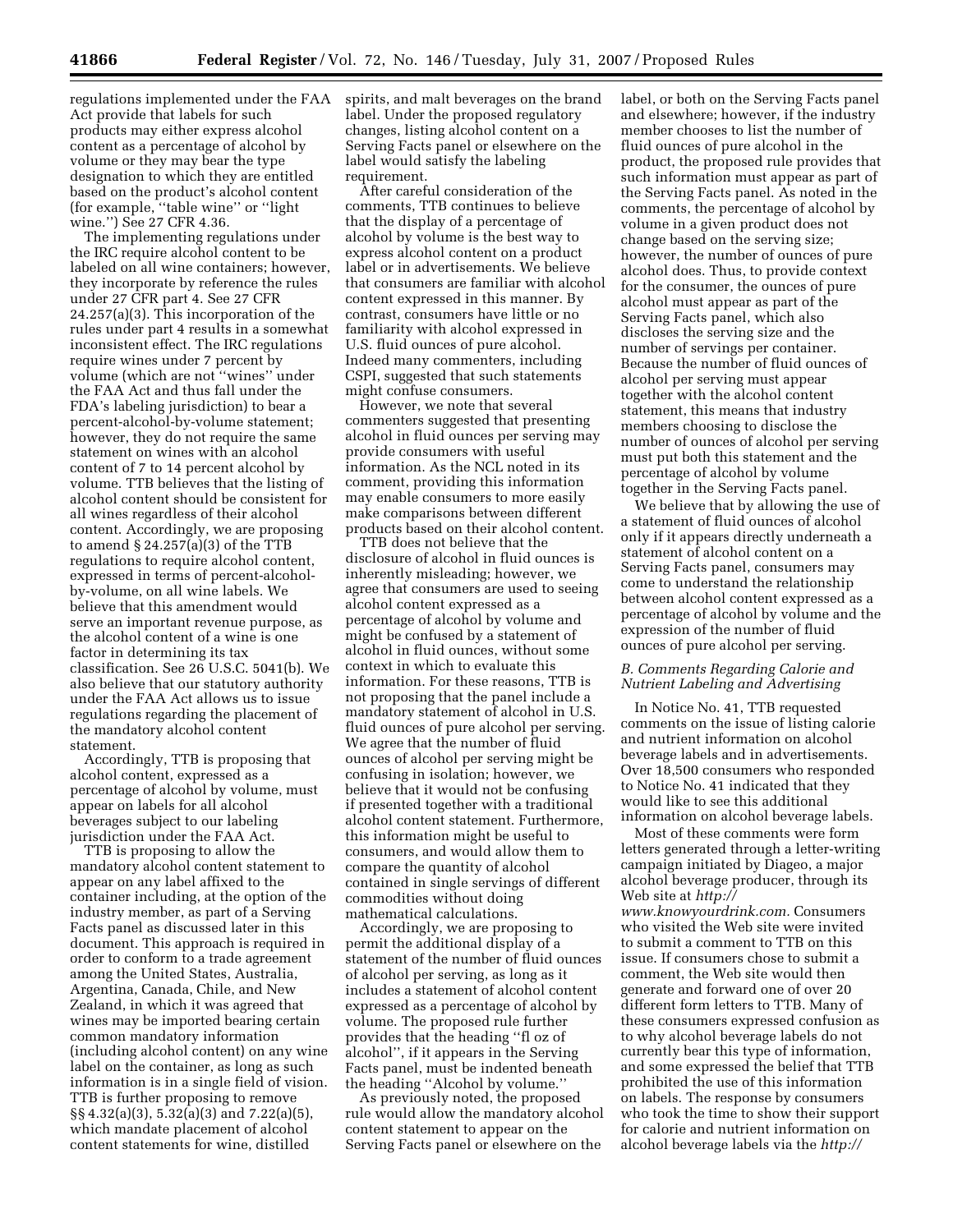regulations implemented under the FAA Act provide that labels for such products may either express alcohol content as a percentage of alcohol by volume or they may bear the type designation to which they are entitled based on the product's alcohol content (for example, ''table wine'' or ''light wine.'') See 27 CFR 4.36.

The implementing regulations under the IRC require alcohol content to be labeled on all wine containers; however, they incorporate by reference the rules under 27 CFR part 4. See 27 CFR 24.257(a)(3). This incorporation of the rules under part 4 results in a somewhat inconsistent effect. The IRC regulations require wines under 7 percent by volume (which are not ''wines'' under the FAA Act and thus fall under the FDA's labeling jurisdiction) to bear a percent-alcohol-by-volume statement; however, they do not require the same statement on wines with an alcohol content of 7 to 14 percent alcohol by volume. TTB believes that the listing of alcohol content should be consistent for all wines regardless of their alcohol content. Accordingly, we are proposing to amend § 24.257(a)(3) of the TTB regulations to require alcohol content, expressed in terms of percent-alcohol-by-volume, on all wine labels. We believe that this amendment would serve an important revenue purpose, as the alcohol content of a wine is one factor in determining its tax classification. See 26 U.S.C. 5041(b). We also believe that our statutory authority under the FAA Act allows us to issue regulations regarding the placement of the mandatory alcohol content statement.

Accordingly, TTB is proposing that alcohol content, expressed as a percentage of alcohol by volume, must appear on labels for all alcohol beverages subject to our labeling jurisdiction under the FAA Act.

TTB is proposing to allow the mandatory alcohol content statement to appear on any label affixed to the container including, at the option of the industry member, as part of a Serving Facts panel as discussed later in this document. This approach is required in order to conform to a trade agreement among the United States, Australia, Argentina, Canada, Chile, and New Zealand, in which it was agreed that wines may be imported bearing certain common mandatory information (including alcohol content) on any wine label on the container, as long as such information is in a single field of vision. TTB is further proposing to remove §§ 4.32(a)(3), 5.32(a)(3) and 7.22(a)(5), which mandate placement of alcohol content statements for wine, distilled spirits, and malt beverages on the brand label. Under the proposed regulatory changes, listing alcohol content on a Serving Facts panel or elsewhere on the label would satisfy the labeling requirement.

After careful consideration of the comments, TTB continues to believe that the display of a percentage of alcohol by volume is the best way to express alcohol content on a product label or in advertisements. We believe that consumers are familiar with alcohol content expressed in this manner. By contrast, consumers have little or no familiarity with alcohol expressed in U.S. fluid ounces of pure alcohol. Indeed many commenters, including CSPI, suggested that such statements might confuse consumers.

However, we note that several commenters suggested that presenting alcohol in fluid ounces per serving may provide consumers with useful information. As the NCL noted in its comment, providing this information may enable consumers to more easily make comparisons between different products based on their alcohol content.

TTB does not believe that the disclosure of alcohol in fluid ounces is inherently misleading; however, we agree that consumers are used to seeing alcohol content expressed as a percentage of alcohol by volume and might be confused by a statement of alcohol in fluid ounces, without some context in which to evaluate this information. For these reasons, TTB is not proposing that the panel include a mandatory statement of alcohol in U.S. fluid ounces of pure alcohol per serving. We agree that the number of fluid ounces of alcohol per serving might be confusing in isolation; however, we believe that it would not be confusing if presented together with a traditional alcohol content statement. Furthermore, this information might be useful to consumers, and would allow them to compare the quantity of alcohol contained in single servings of different commodities without doing mathematical calculations.

Accordingly, we are proposing to permit the additional display of a statement of the number of fluid ounces of alcohol per serving, as long as it includes a statement of alcohol content expressed as a percentage of alcohol by volume. The proposed rule further provides that the heading ''fl oz of alcohol'', if it appears in the Serving Facts panel, must be indented beneath the heading ''Alcohol by volume.''

As previously noted, the proposed rule would allow the mandatory alcohol content statement to appear on the Serving Facts panel or elsewhere on the label, or both on the Serving Facts panel and elsewhere; however, if the industry member chooses to list the number of fluid ounces of pure alcohol in the product, the proposed rule provides that such information must appear as part of the Serving Facts panel. As noted in the comments, the percentage of alcohol by volume in a given product does not change based on the serving size; however, the number of ounces of pure alcohol does. Thus, to provide context for the consumer, the ounces of pure alcohol must appear as part of the Serving Facts panel, which also discloses the serving size and the number of servings per container. Because the number of fluid ounces of alcohol per serving must appear together with the alcohol content statement, this means that industry members choosing to disclose the number of ounces of alcohol per serving must put both this statement and the percentage of alcohol by volume together in the Serving Facts panel.

We believe that by allowing the use of a statement of fluid ounces of alcohol only if it appears directly underneath a statement of alcohol content on a Serving Facts panel, consumers may come to understand the relationship between alcohol content expressed as a percentage of alcohol by volume and the expression of the number of fluid ounces of pure alcohol per serving.

### *B. Comments Regarding Calorie and Nutrient Labeling and Advertising*

In Notice No. 41, TTB requested comments on the issue of listing calorie and nutrient information on alcohol beverage labels and in advertisements. Over 18,500 consumers who responded to Notice No. 41 indicated that they would like to see this additional information on alcohol beverage labels.

Most of these comments were form letters generated through a letter-writing campaign initiated by Diageo, a major alcohol beverage producer, through its Web site at *http://www.knowyourdrink.com.* Consumers who visited the Web site were invited to submit a comment to TTB on this issue. If consumers chose to submit a comment, the Web site would then generate and forward one of over 20 different form letters to TTB. Many of these consumers expressed confusion as to why alcohol beverage labels do not currently bear this type of information, and some expressed the belief that TTB prohibited the use of this information on labels. The response by consumers who took the time to show their support for calorie and nutrient information on alcohol beverage labels via the *http://*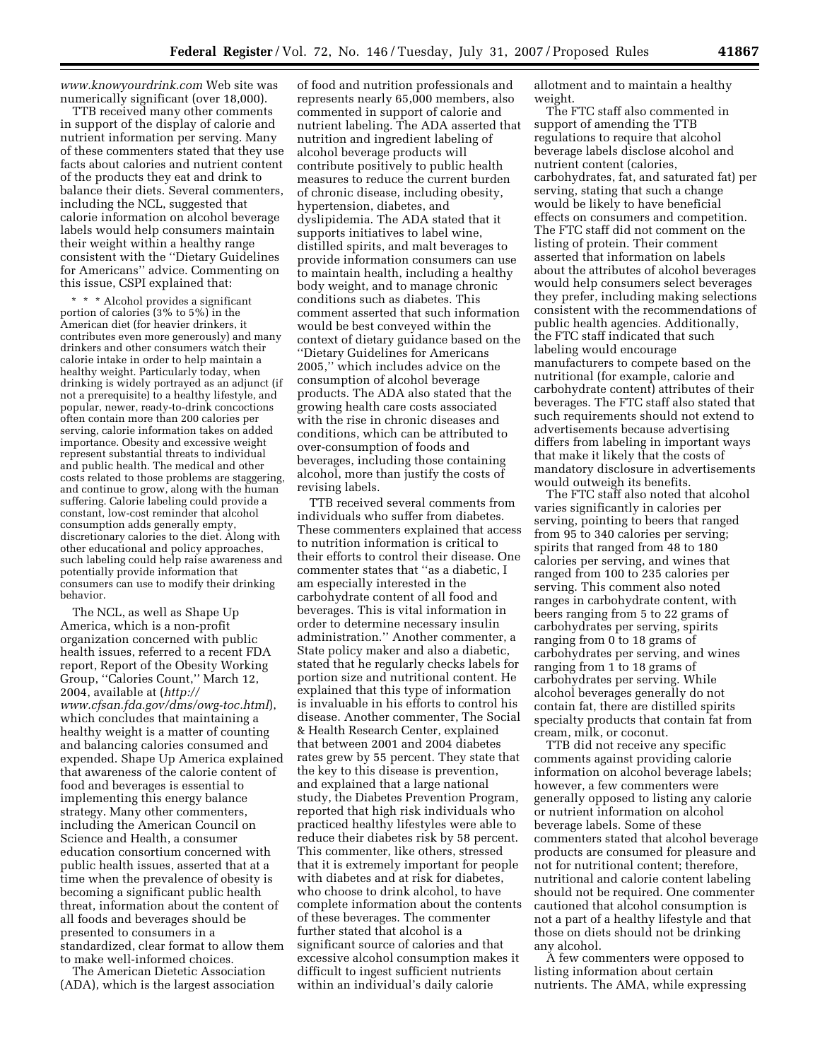*www.knowyourdrink.com* Web site was numerically significant (over 18,000).

TTB received many other comments in support of the display of calorie and nutrient information per serving. Many of these commenters stated that they use facts about calories and nutrient content of the products they eat and drink to balance their diets. Several commenters, including the NCL, suggested that calorie information on alcohol beverage labels would help consumers maintain their weight within a healthy range consistent with the ''Dietary Guidelines for Americans'' advice. Commenting on this issue, CSPI explained that:

> * * * Alcohol provides a significant portion of calories (3% to 5%) in the American diet (for heavier drinkers, it contributes even more generously) and many drinkers and other consumers watch their calorie intake in order to help maintain a healthy weight. Particularly today, when drinking is widely portrayed as an adjunct (if not a prerequisite) to a healthy lifestyle, and popular, newer, ready-to-drink concoctions often contain more than 200 calories per serving, calorie information takes on added importance. Obesity and excessive weight represent substantial threats to individual and public health. The medical and other costs related to those problems are staggering, and continue to grow, along with the human suffering. Calorie labeling could provide a constant, low-cost reminder that alcohol consumption adds generally empty, discretionary calories to the diet. Along with other educational and policy approaches, such labeling could help raise awareness and potentially provide information that consumers can use to modify their drinking behavior.

The NCL, as well as Shape Up America, which is a non-profit organization concerned with public health issues, referred to a recent FDA report, Report of the Obesity Working Group, ''Calories Count,'' March 12, 2004, available at (*http://www.cfsan.fda.gov/dms/owg-toc.html*), which concludes that maintaining a healthy weight is a matter of counting and balancing calories consumed and expended. Shape Up America explained that awareness of the calorie content of food and beverages is essential to implementing this energy balance strategy. Many other commenters, including the American Council on Science and Health, a consumer education consortium concerned with public health issues, asserted that at a time when the prevalence of obesity is becoming a significant public health threat, information about the content of all foods and beverages should be presented to consumers in a standardized, clear format to allow them to make well-informed choices.

The American Dietetic Association (ADA), which is the largest association of food and nutrition professionals and represents nearly 65,000 members, also commented in support of calorie and nutrient labeling. The ADA asserted that nutrition and ingredient labeling of alcohol beverage products will contribute positively to public health measures to reduce the current burden of chronic disease, including obesity, hypertension, diabetes, and dyslipidemia. The ADA stated that it supports initiatives to label wine, distilled spirits, and malt beverages to provide information consumers can use to maintain health, including a healthy body weight, and to manage chronic conditions such as diabetes. This comment asserted that such information would be best conveyed within the context of dietary guidance based on the ''Dietary Guidelines for Americans 2005,'' which includes advice on the consumption of alcohol beverage products. The ADA also stated that the growing health care costs associated with the rise in chronic diseases and conditions, which can be attributed to over-consumption of foods and beverages, including those containing alcohol, more than justify the costs of revising labels.

TTB received several comments from individuals who suffer from diabetes. These commenters explained that access to nutrition information is critical to their efforts to control their disease. One commenter states that ''as a diabetic, I am especially interested in the carbohydrate content of all food and beverages. This is vital information in order to determine necessary insulin administration.'' Another commenter, a State policy maker and also a diabetic, stated that he regularly checks labels for portion size and nutritional content. He explained that this type of information is invaluable in his efforts to control his disease. Another commenter, The Social & Health Research Center, explained that between 2001 and 2004 diabetes rates grew by 55 percent. They state that the key to this disease is prevention, and explained that a large national study, the Diabetes Prevention Program, reported that high risk individuals who practiced healthy lifestyles were able to reduce their diabetes risk by 58 percent. This commenter, like others, stressed that it is extremely important for people with diabetes and at risk for diabetes, who choose to drink alcohol, to have complete information about the contents of these beverages. The commenter further stated that alcohol is a significant source of calories and that excessive alcohol consumption makes it difficult to ingest sufficient nutrients within an individual's daily calorie allotment and to maintain a healthy weight.

The FTC staff also commented in support of amending the TTB regulations to require that alcohol beverage labels disclose alcohol and nutrient content (calories, carbohydrates, fat, and saturated fat) per serving, stating that such a change would be likely to have beneficial effects on consumers and competition. The FTC staff did not comment on the listing of protein. Their comment asserted that information on labels about the attributes of alcohol beverages would help consumers select beverages they prefer, including making selections consistent with the recommendations of public health agencies. Additionally, the FTC staff indicated that such labeling would encourage manufacturers to compete based on the nutritional (for example, calorie and carbohydrate content) attributes of their beverages. The FTC staff also stated that such requirements should not extend to advertisements because advertising differs from labeling in important ways that make it likely that the costs of mandatory disclosure in advertisements would outweigh its benefits.

The FTC staff also noted that alcohol varies significantly in calories per serving, pointing to beers that ranged from 95 to 340 calories per serving; spirits that ranged from 48 to 180 calories per serving, and wines that ranged from 100 to 235 calories per serving. This comment also noted ranges in carbohydrate content, with beers ranging from 5 to 22 grams of carbohydrates per serving, spirits ranging from 0 to 18 grams of carbohydrates per serving, and wines ranging from 1 to 18 grams of carbohydrates per serving. While alcohol beverages generally do not contain fat, there are distilled spirits specialty products that contain fat from cream, milk, or coconut.

TTB did not receive any specific comments against providing calorie information on alcohol beverage labels; however, a few commenters were generally opposed to listing any calorie or nutrient information on alcohol beverage labels. Some of these commenters stated that alcohol beverage products are consumed for pleasure and not for nutritional content; therefore, nutritional and calorie content labeling should not be required. One commenter cautioned that alcohol consumption is not a part of a healthy lifestyle and that those on diets should not be drinking any alcohol.

A few commenters were opposed to listing information about certain nutrients. The AMA, while expressing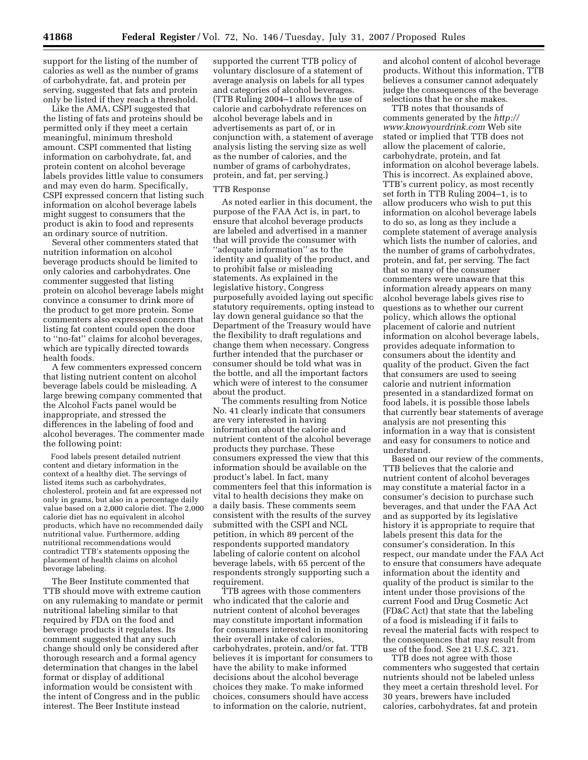support for the listing of the number of calories as well as the number of grams of carbohydrate, fat, and protein per serving, suggested that fats and protein only be listed if they reach a threshold.

Like the AMA, CSPI suggested that the listing of fats and proteins should be permitted only if they meet a certain meaningful, minimum threshold amount. CSPI commented that listing information on carbohydrate, fat, and protein content on alcohol beverage labels provides little value to consumers and may even do harm. Specifically, CSPI expressed concern that listing such information on alcohol beverage labels might suggest to consumers that the product is akin to food and represents an ordinary source of nutrition.

Several other commenters stated that nutrition information on alcohol beverage products should be limited to only calories and carbohydrates. One commenter suggested that listing protein on alcohol beverage labels might convince a consumer to drink more of the product to get more protein. Some commenters also expressed concern that listing fat content could open the door to ''no-fat'' claims for alcohol beverages, which are typically directed towards health foods.

A few commenters expressed concern that listing nutrient content on alcohol beverage labels could be misleading. A large brewing company commented that the Alcohol Facts panel would be inappropriate, and stressed the differences in the labeling of food and alcohol beverages. The commenter made the following point:

> Food labels present detailed nutrient content and dietary information in the context of a healthy diet. The servings of listed items such as carbohydrates, cholesterol, protein and fat are expressed not only in grams, but also in a percentage daily value based on a 2,000 calorie diet. The 2,000 calorie diet has no equivalent in alcohol products, which have no recommended daily nutritional value. Furthermore, adding nutritional recommendations would contradict TTB's statements opposing the placement of health claims on alcohol beverage labeling.

The Beer Institute commented that TTB should move with extreme caution on any rulemaking to mandate or permit nutritional labeling similar to that required by FDA on the food and beverage products it regulates. Its comment suggested that any such change should only be considered after thorough research and a formal agency determination that changes in the label format or display of additional information would be consistent with the intent of Congress and in the public interest. The Beer Institute instead supported the current TTB policy of voluntary disclosure of a statement of average analysis on labels for all types and categories of alcohol beverages. (TTB Ruling 2004–1 allows the use of calorie and carbohydrate references on alcohol beverage labels and in advertisements as part of, or in conjunction with, a statement of average analysis listing the serving size as well as the number of calories, and the number of grams of carbohydrates, protein, and fat, per serving.)

TTB Response

As noted earlier in this document, the purpose of the FAA Act is, in part, to ensure that alcohol beverage products are labeled and advertised in a manner that will provide the consumer with ''adequate information'' as to the identity and quality of the product, and to prohibit false or misleading statements. As explained in the legislative history, Congress purposefully avoided laying out specific statutory requirements, opting instead to lay down general guidance so that the Department of the Treasury would have the flexibility to draft regulations and change them when necessary. Congress further intended that the purchaser or consumer should be told what was in the bottle, and all the important factors which were of interest to the consumer about the product.

The comments resulting from Notice No. 41 clearly indicate that consumers are very interested in having information about the calorie and nutrient content of the alcohol beverage products they purchase. These consumers expressed the view that this information should be available on the product's label. In fact, many commenters feel that this information is vital to health decisions they make on a daily basis. These comments seem consistent with the results of the survey submitted with the CSPI and NCL petition, in which 89 percent of the respondents supported mandatory labeling of calorie content on alcohol beverage labels, with 65 percent of the respondents strongly supporting such a requirement.

TTB agrees with those commenters who indicated that the calorie and nutrient content of alcohol beverages may constitute important information for consumers interested in monitoring their overall intake of calories, carbohydrates, protein, and/or fat. TTB believes it is important for consumers to have the ability to make informed decisions about the alcohol beverage choices they make. To make informed choices, consumers should have access to information on the calorie, nutrient, and alcohol content of alcohol beverage products. Without this information, TTB believes a consumer cannot adequately judge the consequences of the beverage selections that he or she makes.

TTB notes that thousands of comments generated by the *http://www.knowyourdrink.com* Web site stated or implied that TTB does not allow the placement of calorie, carbohydrate, protein, and fat information on alcohol beverage labels. This is incorrect. As explained above, TTB's current policy, as most recently set forth in TTB Ruling 2004–1, is to allow producers who wish to put this information on alcohol beverage labels to do so, as long as they include a complete statement of average analysis which lists the number of calories, and the number of grams of carbohydrates, protein, and fat, per serving. The fact that so many of the consumer commenters were unaware that this information already appears on many alcohol beverage labels gives rise to questions as to whether our current policy, which allows the optional placement of calorie and nutrient information on alcohol beverage labels, provides adequate information to consumers about the identity and quality of the product. Given the fact that consumers are used to seeing calorie and nutrient information presented in a standardized format on food labels, it is possible those labels that currently bear statements of average analysis are not presenting this information in a way that is consistent and easy for consumers to notice and understand.

Based on our review of the comments, TTB believes that the calorie and nutrient content of alcohol beverages may constitute a material factor in a consumer's decision to purchase such beverages, and that under the FAA Act and as supported by its legislative history it is appropriate to require that labels present this data for the consumer's consideration. In this respect, our mandate under the FAA Act to ensure that consumers have adequate information about the identity and quality of the product is similar to the intent under those provisions of the current Food and Drug Cosmetic Act (FD&C Act) that state that the labeling of a food is misleading if it fails to reveal the material facts with respect to the consequences that may result from use of the food. See 21 U.S.C. 321.

TTB does not agree with those commenters who suggested that certain nutrients should not be labeled unless they meet a certain threshold level. For 30 years, brewers have included calories, carbohydrates, fat and protein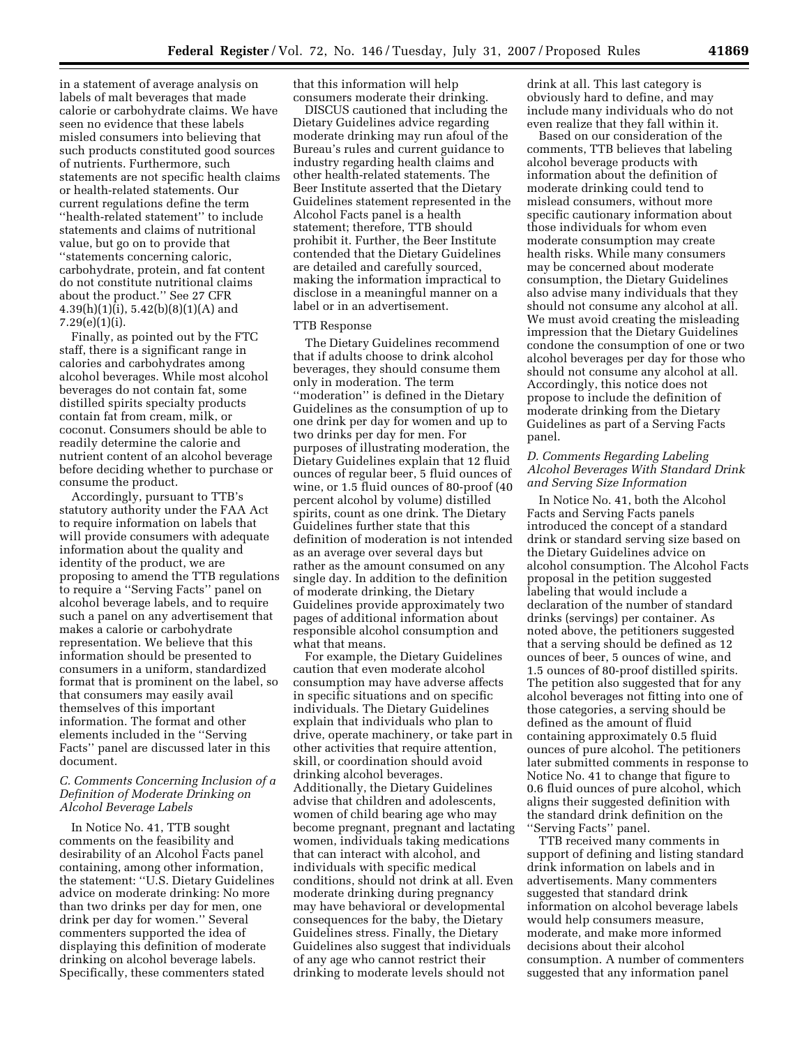in a statement of average analysis on labels of malt beverages that made calorie or carbohydrate claims. We have seen no evidence that these labels misled consumers into believing that such products constituted good sources of nutrients. Furthermore, such statements are not specific health claims or health-related statements. Our current regulations define the term ''health-related statement'' to include statements and claims of nutritional value, but go on to provide that ''statements concerning caloric, carbohydrate, protein, and fat content do not constitute nutritional claims about the product.'' See 27 CFR 4.39(h)(1)(i), 5.42(b)(8)(1)(A) and 7.29(e)(1)(i).

Finally, as pointed out by the FTC staff, there is a significant range in calories and carbohydrates among alcohol beverages. While most alcohol beverages do not contain fat, some distilled spirits specialty products contain fat from cream, milk, or coconut. Consumers should be able to readily determine the calorie and nutrient content of an alcohol beverage before deciding whether to purchase or consume the product.

Accordingly, pursuant to TTB's statutory authority under the FAA Act to require information on labels that will provide consumers with adequate information about the quality and identity of the product, we are proposing to amend the TTB regulations to require a ''Serving Facts'' panel on alcohol beverage labels, and to require such a panel on any advertisement that makes a calorie or carbohydrate representation. We believe that this information should be presented to consumers in a uniform, standardized format that is prominent on the label, so that consumers may easily avail themselves of this important information. The format and other elements included in the ''Serving Facts'' panel are discussed later in this document.

### *C. Comments Concerning Inclusion of a Definition of Moderate Drinking on Alcohol Beverage Labels*

In Notice No. 41, TTB sought comments on the feasibility and desirability of an Alcohol Facts panel containing, among other information, the statement: ''U.S. Dietary Guidelines advice on moderate drinking: No more than two drinks per day for men, one drink per day for women.'' Several commenters supported the idea of displaying this definition of moderate drinking on alcohol beverage labels. Specifically, these commenters stated that this information will help consumers moderate their drinking.

DISCUS cautioned that including the Dietary Guidelines advice regarding moderate drinking may run afoul of the Bureau's rules and current guidance to industry regarding health claims and other health-related statements. The Beer Institute asserted that the Dietary Guidelines statement represented in the Alcohol Facts panel is a health statement; therefore, TTB should prohibit it. Further, the Beer Institute contended that the Dietary Guidelines are detailed and carefully sourced, making the information impractical to disclose in a meaningful manner on a label or in an advertisement.

#### TTB Response

The Dietary Guidelines recommend that if adults choose to drink alcohol beverages, they should consume them only in moderation. The term ''moderation'' is defined in the Dietary Guidelines as the consumption of up to one drink per day for women and up to two drinks per day for men. For purposes of illustrating moderation, the Dietary Guidelines explain that 12 fluid ounces of regular beer, 5 fluid ounces of wine, or 1.5 fluid ounces of 80-proof (40 percent alcohol by volume) distilled spirits, count as one drink. The Dietary Guidelines further state that this definition of moderation is not intended as an average over several days but rather as the amount consumed on any single day. In addition to the definition of moderate drinking, the Dietary Guidelines provide approximately two pages of additional information about responsible alcohol consumption and what that means.

For example, the Dietary Guidelines caution that even moderate alcohol consumption may have adverse affects in specific situations and on specific individuals. The Dietary Guidelines explain that individuals who plan to drive, operate machinery, or take part in other activities that require attention, skill, or coordination should avoid drinking alcohol beverages. Additionally, the Dietary Guidelines advise that children and adolescents, women of child bearing age who may become pregnant, pregnant and lactating women, individuals taking medications that can interact with alcohol, and individuals with specific medical conditions, should not drink at all. Even moderate drinking during pregnancy may have behavioral or developmental consequences for the baby, the Dietary Guidelines stress. Finally, the Dietary Guidelines also suggest that individuals of any age who cannot restrict their drinking to moderate levels should not drink at all. This last category is obviously hard to define, and may include many individuals who do not even realize that they fall within it.

Based on our consideration of the comments, TTB believes that labeling alcohol beverage products with information about the definition of moderate drinking could tend to mislead consumers, without more specific cautionary information about those individuals for whom even moderate consumption may create health risks. While many consumers may be concerned about moderate consumption, the Dietary Guidelines also advise many individuals that they should not consume any alcohol at all. We must avoid creating the misleading impression that the Dietary Guidelines condone the consumption of one or two alcohol beverages per day for those who should not consume any alcohol at all. Accordingly, this notice does not propose to include the definition of moderate drinking from the Dietary Guidelines as part of a Serving Facts panel.

### *D. Comments Regarding Labeling Alcohol Beverages With Standard Drink and Serving Size Information*

In Notice No. 41, both the Alcohol Facts and Serving Facts panels introduced the concept of a standard drink or standard serving size based on the Dietary Guidelines advice on alcohol consumption. The Alcohol Facts proposal in the petition suggested labeling that would include a declaration of the number of standard drinks (servings) per container. As noted above, the petitioners suggested that a serving should be defined as 12 ounces of beer, 5 ounces of wine, and 1.5 ounces of 80-proof distilled spirits. The petition also suggested that for any alcohol beverages not fitting into one of those categories, a serving should be defined as the amount of fluid containing approximately 0.5 fluid ounces of pure alcohol. The petitioners later submitted comments in response to Notice No. 41 to change that figure to 0.6 fluid ounces of pure alcohol, which aligns their suggested definition with the standard drink definition on the ''Serving Facts'' panel.

TTB received many comments in support of defining and listing standard drink information on labels and in advertisements. Many commenters suggested that standard drink information on alcohol beverage labels would help consumers measure, moderate, and make more informed decisions about their alcohol consumption. A number of commenters suggested that any information panel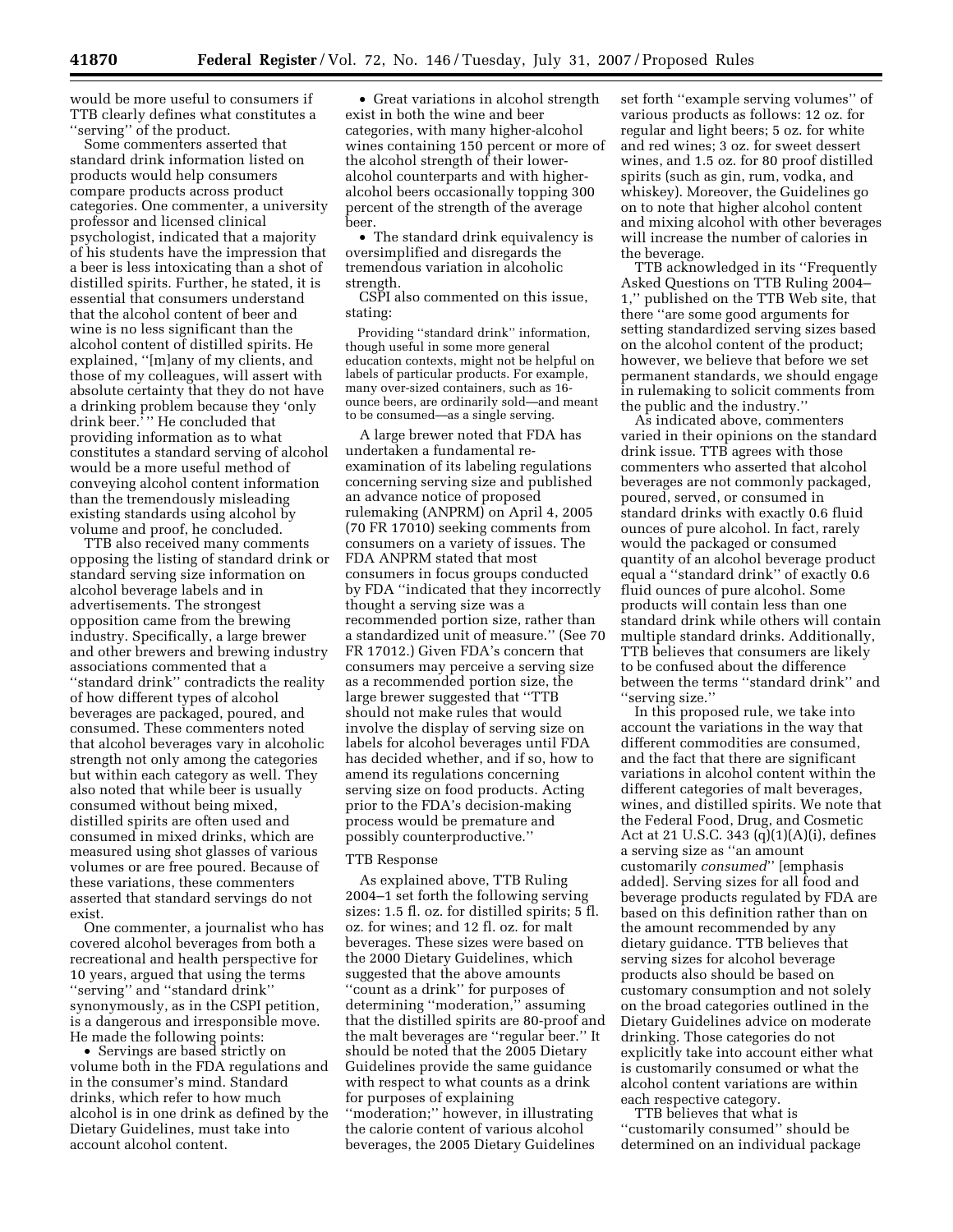would be more useful to consumers if TTB clearly defines what constitutes a ''serving'' of the product.

Some commenters asserted that standard drink information listed on products would help consumers compare products across product categories. One commenter, a university professor and licensed clinical psychologist, indicated that a majority of his students have the impression that a beer is less intoxicating than a shot of distilled spirits. Further, he stated, it is essential that consumers understand that the alcohol content of beer and wine is no less significant than the alcohol content of distilled spirits. He explained, ''[m]any of my clients, and those of my colleagues, will assert with absolute certainty that they do not have a drinking problem because they 'only drink beer.' '' He concluded that providing information as to what constitutes a standard serving of alcohol would be a more useful method of conveying alcohol content information than the tremendously misleading existing standards using alcohol by volume and proof, he concluded.

TTB also received many comments opposing the listing of standard drink or standard serving size information on alcohol beverage labels and in advertisements. The strongest opposition came from the brewing industry. Specifically, a large brewer and other brewers and brewing industry associations commented that a ''standard drink'' contradicts the reality of how different types of alcohol beverages are packaged, poured, and consumed. These commenters noted that alcohol beverages vary in alcoholic strength not only among the categories but within each category as well. They also noted that while beer is usually consumed without being mixed, distilled spirits are often used and consumed in mixed drinks, which are measured using shot glasses of various volumes or are free poured. Because of these variations, these commenters asserted that standard servings do not exist.

One commenter, a journalist who has covered alcohol beverages from both a recreational and health perspective for 10 years, argued that using the terms ''serving'' and ''standard drink'' synonymously, as in the CSPI petition, is a dangerous and irresponsible move. He made the following points:

- Servings are based strictly on volume both in the FDA regulations and in the consumer's mind. Standard drinks, which refer to how much alcohol is in one drink as defined by the Dietary Guidelines, must take into account alcohol content.
- Great variations in alcohol strength exist in both the wine and beer categories, with many higher-alcohol wines containing 150 percent or more of the alcohol strength of their lower-alcohol counterparts and with higher-alcohol beers occasionally topping 300 percent of the strength of the average beer.
- The standard drink equivalency is oversimplified and disregards the tremendous variation in alcoholic strength.

CSPI also commented on this issue, stating:

> Providing ''standard drink'' information, though useful in some more general education contexts, might not be helpful on labels of particular products. For example, many over-sized containers, such as 16-ounce beers, are ordinarily sold—and meant to be consumed—as a single serving.

A large brewer noted that FDA has undertaken a fundamental re-examination of its labeling regulations concerning serving size and published an advance notice of proposed rulemaking (ANPRM) on April 4, 2005 (70 FR 17010) seeking comments from consumers on a variety of issues. The FDA ANPRM stated that most consumers in focus groups conducted by FDA ''indicated that they incorrectly thought a serving size was a recommended portion size, rather than a standardized unit of measure.'' (See 70 FR 17012.) Given FDA's concern that consumers may perceive a serving size as a recommended portion size, the large brewer suggested that ''TTB should not make rules that would involve the display of serving size on labels for alcohol beverages until FDA has decided whether, and if so, how to amend its regulations concerning serving size on food products. Acting prior to the FDA's decision-making process would be premature and possibly counterproductive.''

### TTB Response

As explained above, TTB Ruling 2004–1 set forth the following serving sizes: 1.5 fl. oz. for distilled spirits; 5 fl. oz. for wines; and 12 fl. oz. for malt beverages. These sizes were based on the 2000 Dietary Guidelines, which suggested that the above amounts ''count as a drink'' for purposes of determining ''moderation,'' assuming that the distilled spirits are 80-proof and the malt beverages are ''regular beer.'' It should be noted that the 2005 Dietary Guidelines provide the same guidance with respect to what counts as a drink for purposes of explaining ''moderation;'' however, in illustrating the calorie content of various alcohol beverages, the 2005 Dietary Guidelines set forth ''example serving volumes'' of various products as follows: 12 oz. for regular and light beers; 5 oz. for white and red wines; 3 oz. for sweet dessert wines, and 1.5 oz. for 80 proof distilled spirits (such as gin, rum, vodka, and whiskey). Moreover, the Guidelines go on to note that higher alcohol content and mixing alcohol with other beverages will increase the number of calories in the beverage.

TTB acknowledged in its ''Frequently Asked Questions on TTB Ruling 2004–1,'' published on the TTB Web site, that there ''are some good arguments for setting standardized serving sizes based on the alcohol content of the product; however, we believe that before we set permanent standards, we should engage in rulemaking to solicit comments from the public and the industry.''

As indicated above, commenters varied in their opinions on the standard drink issue. TTB agrees with those commenters who asserted that alcohol beverages are not commonly packaged, poured, served, or consumed in standard drinks with exactly 0.6 fluid ounces of pure alcohol. In fact, rarely would the packaged or consumed quantity of an alcohol beverage product equal a ''standard drink'' of exactly 0.6 fluid ounces of pure alcohol. Some products will contain less than one standard drink while others will contain multiple standard drinks. Additionally, TTB believes that consumers are likely to be confused about the difference between the terms ''standard drink'' and ''serving size.''

In this proposed rule, we take into account the variations in the way that different commodities are consumed, and the fact that there are significant variations in alcohol content within the different categories of malt beverages, wines, and distilled spirits. We note that the Federal Food, Drug, and Cosmetic Act at 21 U.S.C. 343 (q)(1)(A)(i), defines a serving size as ''an amount customarily *consumed*'' [emphasis added]. Serving sizes for all food and beverage products regulated by FDA are based on this definition rather than on the amount recommended by any dietary guidance. TTB believes that serving sizes for alcohol beverage products also should be based on customary consumption and not solely on the broad categories outlined in the Dietary Guidelines advice on moderate drinking. Those categories do not explicitly take into account either what is customarily consumed or what the alcohol content variations are within each respective category.

TTB believes that what is ''customarily consumed'' should be determined on an individual package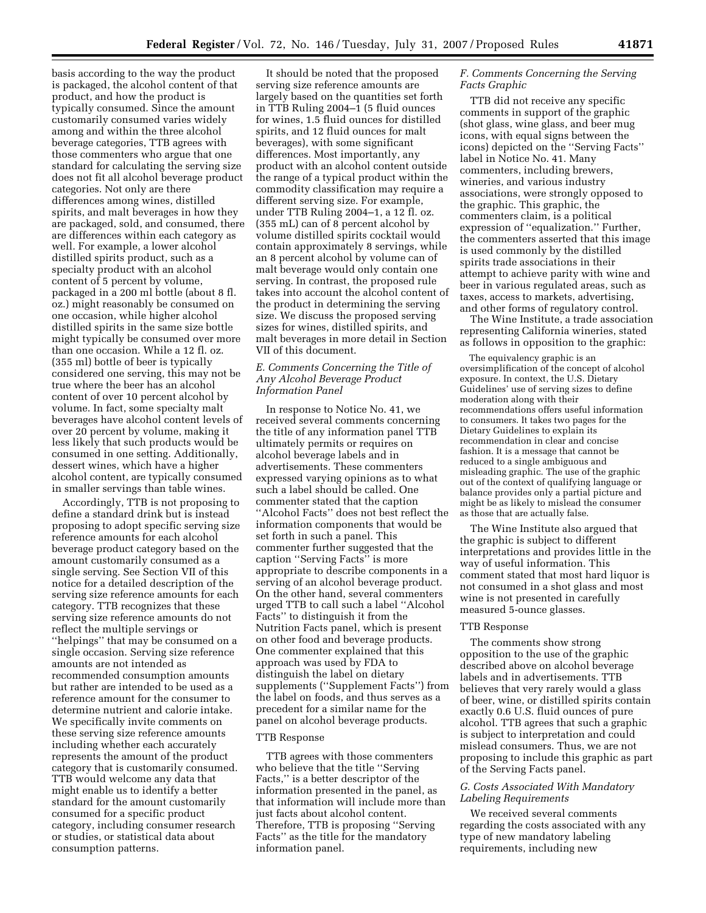basis according to the way the product is packaged, the alcohol content of that product, and how the product is typically consumed. Since the amount customarily consumed varies widely among and within the three alcohol beverage categories, TTB agrees with those commenters who argue that one standard for calculating the serving size does not fit all alcohol beverage product categories. Not only are there differences among wines, distilled spirits, and malt beverages in how they are packaged, sold, and consumed, there are differences within each category as well. For example, a lower alcohol distilled spirits product, such as a specialty product with an alcohol content of 5 percent by volume, packaged in a 200 ml bottle (about 8 fl. oz.) might reasonably be consumed on one occasion, while higher alcohol distilled spirits in the same size bottle might typically be consumed over more than one occasion. While a 12 fl. oz. (355 ml) bottle of beer is typically considered one serving, this may not be true where the beer has an alcohol content of over 10 percent alcohol by volume. In fact, some specialty malt beverages have alcohol content levels of over 20 percent by volume, making it less likely that such products would be consumed in one setting. Additionally, dessert wines, which have a higher alcohol content, are typically consumed in smaller servings than table wines.

Accordingly, TTB is not proposing to define a standard drink but is instead proposing to adopt specific serving size reference amounts for each alcohol beverage product category based on the amount customarily consumed as a single serving. See Section VII of this notice for a detailed description of the serving size reference amounts for each category. TTB recognizes that these serving size reference amounts do not reflect the multiple servings or ''helpings'' that may be consumed on a single occasion. Serving size reference amounts are not intended as recommended consumption amounts but rather are intended to be used as a reference amount for the consumer to determine nutrient and calorie intake. We specifically invite comments on these serving size reference amounts including whether each accurately represents the amount of the product category that is customarily consumed. TTB would welcome any data that might enable us to identify a better standard for the amount customarily consumed for a specific product category, including consumer research or studies, or statistical data about consumption patterns.

It should be noted that the proposed serving size reference amounts are largely based on the quantities set forth in TTB Ruling 2004–1 (5 fluid ounces for wines, 1.5 fluid ounces for distilled spirits, and 12 fluid ounces for malt beverages), with some significant differences. Most importantly, any product with an alcohol content outside the range of a typical product within the commodity classification may require a different serving size. For example, under TTB Ruling 2004–1, a 12 fl. oz. (355 mL) can of 8 percent alcohol by volume distilled spirits cocktail would contain approximately 8 servings, while an 8 percent alcohol by volume can of malt beverage would only contain one serving. In contrast, the proposed rule takes into account the alcohol content of the product in determining the serving size. We discuss the proposed serving sizes for wines, distilled spirits, and malt beverages in more detail in Section VII of this document.

### *E. Comments Concerning the Title of Any Alcohol Beverage Product Information Panel*

In response to Notice No. 41, we received several comments concerning the title of any information panel TTB ultimately permits or requires on alcohol beverage labels and in advertisements. These commenters expressed varying opinions as to what such a label should be called. One commenter stated that the caption ''Alcohol Facts'' does not best reflect the information components that would be set forth in such a panel. This commenter further suggested that the caption ''Serving Facts'' is more appropriate to describe components in a serving of an alcohol beverage product. On the other hand, several commenters urged TTB to call such a label ''Alcohol Facts'' to distinguish it from the Nutrition Facts panel, which is present on other food and beverage products. One commenter explained that this approach was used by FDA to distinguish the label on dietary supplements (''Supplement Facts'') from the label on foods, and thus serves as a precedent for a similar name for the panel on alcohol beverage products.

#### TTB Response

TTB agrees with those commenters who believe that the title ''Serving Facts,'' is a better descriptor of the information presented in the panel, as that information will include more than just facts about alcohol content. Therefore, TTB is proposing ''Serving Facts'' as the title for the mandatory information panel.

### *F. Comments Concerning the Serving Facts Graphic*

TTB did not receive any specific comments in support of the graphic (shot glass, wine glass, and beer mug icons, with equal signs between the icons) depicted on the ''Serving Facts'' label in Notice No. 41. Many commenters, including brewers, wineries, and various industry associations, were strongly opposed to the graphic. This graphic, the commenters claim, is a political expression of ''equalization.'' Further, the commenters asserted that this image is used commonly by the distilled spirits trade associations in their attempt to achieve parity with wine and beer in various regulated areas, such as taxes, access to markets, advertising, and other forms of regulatory control.

The Wine Institute, a trade association representing California wineries, stated as follows in opposition to the graphic:

> The equivalency graphic is an oversimplification of the concept of alcohol exposure. In context, the U.S. Dietary Guidelines' use of serving sizes to define moderation along with their recommendations offers useful information to consumers. It takes two pages for the Dietary Guidelines to explain its recommendation in clear and concise fashion. It is a message that cannot be reduced to a single ambiguous and misleading graphic. The use of the graphic out of the context of qualifying language or balance provides only a partial picture and might be as likely to mislead the consumer as those that are actually false.

The Wine Institute also argued that the graphic is subject to different interpretations and provides little in the way of useful information. This comment stated that most hard liquor is not consumed in a shot glass and most wine is not presented in carefully measured 5-ounce glasses.

#### TTB Response

The comments show strong opposition to the use of the graphic described above on alcohol beverage labels and in advertisements. TTB believes that very rarely would a glass of beer, wine, or distilled spirits contain exactly 0.6 U.S. fluid ounces of pure alcohol. TTB agrees that such a graphic is subject to interpretation and could mislead consumers. Thus, we are not proposing to include this graphic as part of the Serving Facts panel.

### *G. Costs Associated With Mandatory Labeling Requirements*

We received several comments regarding the costs associated with any type of new mandatory labeling requirements, including new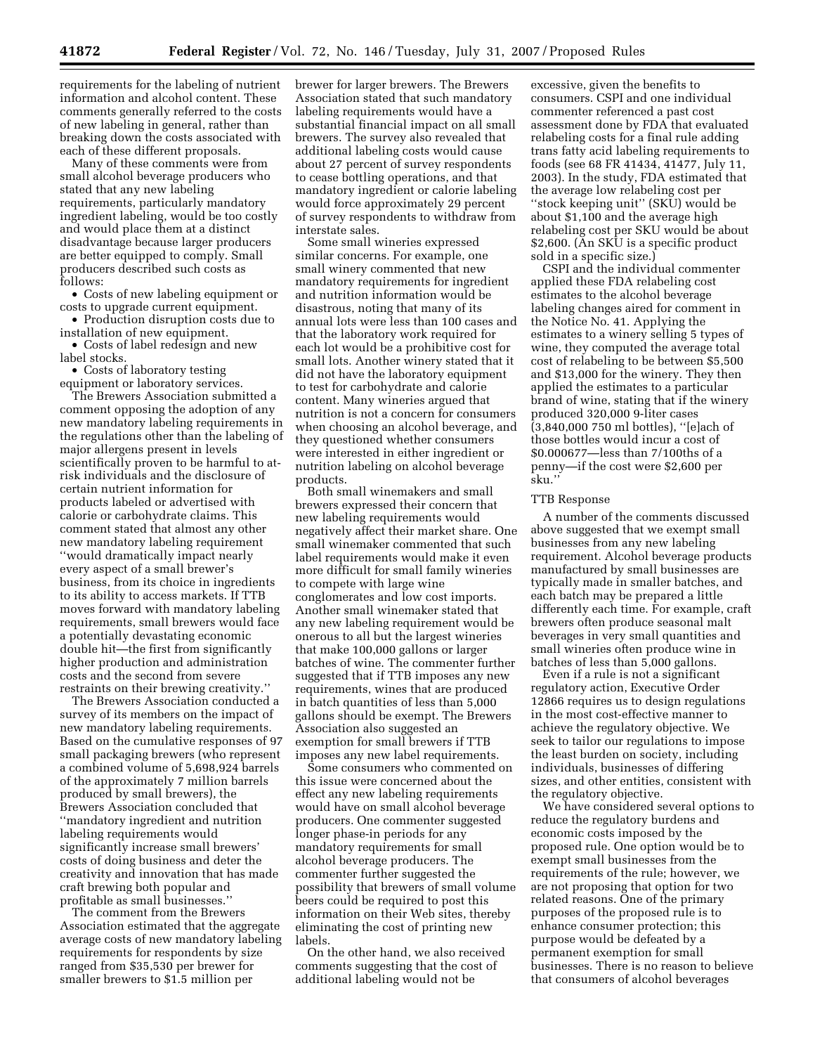requirements for the labeling of nutrient information and alcohol content. These comments generally referred to the costs of new labeling in general, rather than breaking down the costs associated with each of these different proposals.

Many of these comments were from small alcohol beverage producers who stated that any new labeling requirements, particularly mandatory ingredient labeling, would be too costly and would place them at a distinct disadvantage because larger producers are better equipped to comply. Small producers described such costs as follows:

- Costs of new labeling equipment or costs to upgrade current equipment.
- Production disruption costs due to installation of new equipment.
- Costs of label redesign and new label stocks.
- Costs of laboratory testing equipment or laboratory services.

The Brewers Association submitted a comment opposing the adoption of any new mandatory labeling requirements in the regulations other than the labeling of major allergens present in levels scientifically proven to be harmful to at-risk individuals and the disclosure of certain nutrient information for products labeled or advertised with calorie or carbohydrate claims. This comment stated that almost any other new mandatory labeling requirement ''would dramatically impact nearly every aspect of a small brewer's business, from its choice in ingredients to its ability to access markets. If TTB moves forward with mandatory labeling requirements, small brewers would face a potentially devastating economic double hit—the first from significantly higher production and administration costs and the second from severe restraints on their brewing creativity.''

The Brewers Association conducted a survey of its members on the impact of new mandatory labeling requirements. Based on the cumulative responses of 97 small packaging brewers (who represent a combined volume of 5,698,924 barrels of the approximately 7 million barrels produced by small brewers), the Brewers Association concluded that ''mandatory ingredient and nutrition labeling requirements would significantly increase small brewers' costs of doing business and deter the creativity and innovation that has made craft brewing both popular and profitable as small businesses.''

The comment from the Brewers Association estimated that the aggregate average costs of new mandatory labeling requirements for respondents by size ranged from $35,530 per brewer for smaller brewers to $1.5 million per brewer for larger brewers. The Brewers Association stated that such mandatory labeling requirements would have a substantial financial impact on all small brewers. The survey also revealed that additional labeling costs would cause about 27 percent of survey respondents to cease bottling operations, and that mandatory ingredient or calorie labeling would force approximately 29 percent of survey respondents to withdraw from interstate sales.

Some small wineries expressed similar concerns. For example, one small winery commented that new mandatory requirements for ingredient and nutrition information would be disastrous, noting that many of its annual lots were less than 100 cases and that the laboratory work required for each lot would be a prohibitive cost for small lots. Another winery stated that it did not have the laboratory equipment to test for carbohydrate and calorie content. Many wineries argued that nutrition is not a concern for consumers when choosing an alcohol beverage, and they questioned whether consumers were interested in either ingredient or nutrition labeling on alcohol beverage products.

Both small winemakers and small brewers expressed their concern that new labeling requirements would negatively affect their market share. One small winemaker commented that such label requirements would make it even more difficult for small family wineries to compete with large wine conglomerates and low cost imports. Another small winemaker stated that any new labeling requirement would be onerous to all but the largest wineries that make 100,000 gallons or larger batches of wine. The commenter further suggested that if TTB imposes any new requirements, wines that are produced in batch quantities of less than 5,000 gallons should be exempt. The Brewers Association also suggested an exemption for small brewers if TTB imposes any new label requirements.

Some consumers who commented on this issue were concerned about the effect any new labeling requirements would have on small alcohol beverage producers. One commenter suggested longer phase-in periods for any mandatory requirements for small alcohol beverage producers. The commenter further suggested the possibility that brewers of small volume beers could be required to post this information on their Web sites, thereby eliminating the cost of printing new labels.

On the other hand, we also received comments suggesting that the cost of additional labeling would not be excessive, given the benefits to consumers. CSPI and one individual commenter referenced a past cost assessment done by FDA that evaluated relabeling costs for a final rule adding trans fatty acid labeling requirements to foods (see 68 FR 41434, 41477, July 11, 2003). In the study, FDA estimated that the average low relabeling cost per ''stock keeping unit'' (SKU) would be about $1,100 and the average high relabeling cost per SKU would be about $2,600. (An SKU is a specific product sold in a specific size.)

CSPI and the individual commenter applied these FDA relabeling cost estimates to the alcohol beverage labeling changes aired for comment in the Notice No. 41. Applying the estimates to a winery selling 5 types of wine, they computed the average total cost of relabeling to be between $5,500 and $13,000 for the winery. They then applied the estimates to a particular brand of wine, stating that if the winery produced 320,000 9-liter cases (3,840,000 750 ml bottles), ''[e]ach of those bottles would incur a cost of $0.000677—less than 7/100ths of a penny—if the cost were $2,600 per sku.''

#### TTB Response

A number of the comments discussed above suggested that we exempt small businesses from any new labeling requirement. Alcohol beverage products manufactured by small businesses are typically made in smaller batches, and each batch may be prepared a little differently each time. For example, craft brewers often produce seasonal malt beverages in very small quantities and small wineries often produce wine in batches of less than 5,000 gallons.

Even if a rule is not a significant regulatory action, Executive Order 12866 requires us to design regulations in the most cost-effective manner to achieve the regulatory objective. We seek to tailor our regulations to impose the least burden on society, including individuals, businesses of differing sizes, and other entities, consistent with the regulatory objective.

We have considered several options to reduce the regulatory burdens and economic costs imposed by the proposed rule. One option would be to exempt small businesses from the requirements of the rule; however, we are not proposing that option for two related reasons. One of the primary purposes of the proposed rule is to enhance consumer protection; this purpose would be defeated by a permanent exemption for small businesses. There is no reason to believe that consumers of alcohol beverages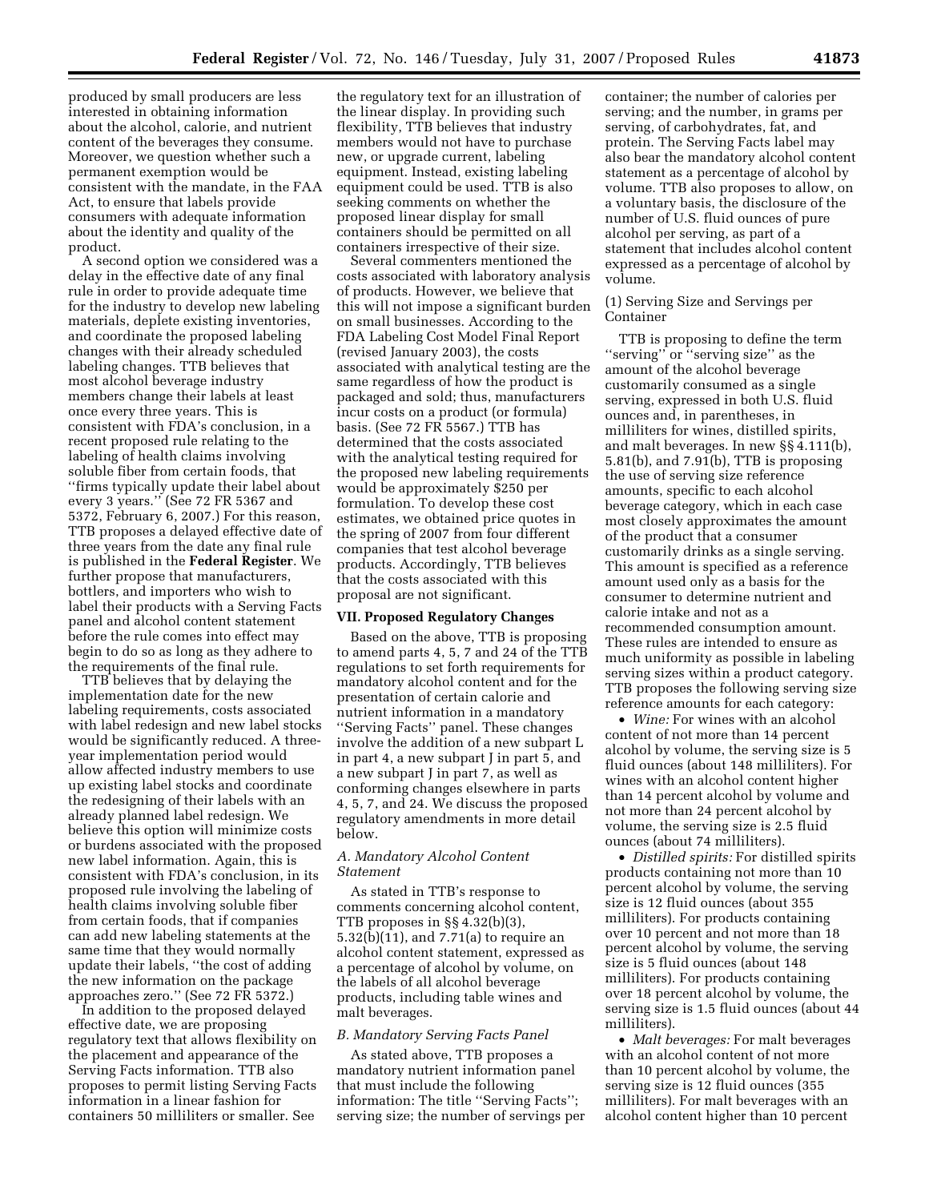produced by small producers are less interested in obtaining information about the alcohol, calorie, and nutrient content of the beverages they consume. Moreover, we question whether such a permanent exemption would be consistent with the mandate, in the FAA Act, to ensure that labels provide consumers with adequate information about the identity and quality of the product.

A second option we considered was a delay in the effective date of any final rule in order to provide adequate time for the industry to develop new labeling materials, deplete existing inventories, and coordinate the proposed labeling changes with their already scheduled labeling changes. TTB believes that most alcohol beverage industry members change their labels at least once every three years. This is consistent with FDA's conclusion, in a recent proposed rule relating to the labeling of health claims involving soluble fiber from certain foods, that "firms typically update their label about every 3 years." (See 72 FR 5367 and 5372, February 6, 2007.) For this reason, TTB proposes a delayed effective date of three years from the date any final rule is published in the **Federal Register**. We further propose that manufacturers, bottlers, and importers who wish to label their products with a Serving Facts panel and alcohol content statement before the rule comes into effect may begin to do so as long as they adhere to the requirements of the final rule.

TTB believes that by delaying the implementation date for the new labeling requirements, costs associated with label redesign and new label stocks would be significantly reduced. A three-year implementation period would allow affected industry members to use up existing label stocks and coordinate the redesigning of their labels with an already planned label redesign. We believe this option will minimize costs or burdens associated with the proposed new label information. Again, this is consistent with FDA's conclusion, in its proposed rule involving the labeling of health claims involving soluble fiber from certain foods, that if companies can add new labeling statements at the same time that they would normally update their labels, "the cost of adding the new information on the package approaches zero." (See 72 FR 5372.)

In addition to the proposed delayed effective date, we are proposing regulatory text that allows flexibility on the placement and appearance of the Serving Facts information. TTB also proposes to permit listing Serving Facts information in a linear fashion for containers 50 milliliters or smaller. See the regulatory text for an illustration of the linear display. In providing such flexibility, TTB believes that industry members would not have to purchase new, or upgrade current, labeling equipment. Instead, existing labeling equipment could be used. TTB is also seeking comments on whether the proposed linear display for small containers should be permitted on all containers irrespective of their size.

Several commenters mentioned the costs associated with laboratory analysis of products. However, we believe that this will not impose a significant burden on small businesses. According to the FDA Labeling Cost Model Final Report (revised January 2003), the costs associated with analytical testing are the same regardless of how the product is packaged and sold; thus, manufacturers incur costs on a product (or formula) basis. (See 72 FR 5567.) TTB has determined that the costs associated with the analytical testing required for the proposed new labeling requirements would be approximately $250 per formulation. To develop these cost estimates, we obtained price quotes in the spring of 2007 from four different companies that test alcohol beverage products. Accordingly, TTB believes that the costs associated with this proposal are not significant.

## VII. Proposed Regulatory Changes

Based on the above, TTB is proposing to amend parts 4, 5, 7 and 24 of the TTB regulations to set forth requirements for mandatory alcohol content and for the presentation of certain calorie and nutrient information in a mandatory "Serving Facts" panel. These changes involve the addition of a new subpart L in part 4, a new subpart J in part 5, and a new subpart J in part 7, as well as conforming changes elsewhere in parts 4, 5, 7, and 24. We discuss the proposed regulatory amendments in more detail below.

### *A. Mandatory Alcohol Content Statement*

As stated in TTB's response to comments concerning alcohol content, TTB proposes in §§ 4.32(b)(3), 5.32(b)(11), and 7.71(a) to require an alcohol content statement, expressed as a percentage of alcohol by volume, on the labels of all alcohol beverage products, including table wines and malt beverages.

### *B. Mandatory Serving Facts Panel*

As stated above, TTB proposes a mandatory nutrient information panel that must include the following information: The title "Serving Facts"; serving size; the number of servings per container; the number of calories per serving; and the number, in grams per serving, of carbohydrates, fat, and protein. The Serving Facts label may also bear the mandatory alcohol content statement as a percentage of alcohol by volume. TTB also proposes to allow, on a voluntary basis, the disclosure of the number of U.S. fluid ounces of pure alcohol per serving, as part of a statement that includes alcohol content expressed as a percentage of alcohol by volume.

(1) Serving Size and Servings per Container

TTB is proposing to define the term "serving" or "serving size" as the amount of the alcohol beverage customarily consumed as a single serving, expressed in both U.S. fluid ounces and, in parentheses, in milliliters for wines, distilled spirits, and malt beverages. In new §§ 4.111(b), 5.81(b), and 7.91(b), TTB is proposing the use of serving size reference amounts, specific to each alcohol beverage category, which in each case most closely approximates the amount of the product that a consumer customarily drinks as a single serving. This amount is specified as a reference amount used only as a basis for the consumer to determine nutrient and calorie intake and not as a recommended consumption amount. These rules are intended to ensure as much uniformity as possible in labeling serving sizes within a product category. TTB proposes the following serving size reference amounts for each category:

- *Wine:* For wines with an alcohol content of not more than 14 percent alcohol by volume, the serving size is 5 fluid ounces (about 148 milliliters). For wines with an alcohol content higher than 14 percent alcohol by volume and not more than 24 percent alcohol by volume, the serving size is 2.5 fluid ounces (about 74 milliliters).
- *Distilled spirits:* For distilled spirits products containing not more than 10 percent alcohol by volume, the serving size is 12 fluid ounces (about 355 milliliters). For products containing over 10 percent and not more than 18 percent alcohol by volume, the serving size is 5 fluid ounces (about 148 milliliters). For products containing over 18 percent alcohol by volume, the serving size is 1.5 fluid ounces (about 44 milliliters).
- *Malt beverages:* For malt beverages with an alcohol content of not more than 10 percent alcohol by volume, the serving size is 12 fluid ounces (355 milliliters). For malt beverages with an alcohol content higher than 10 percent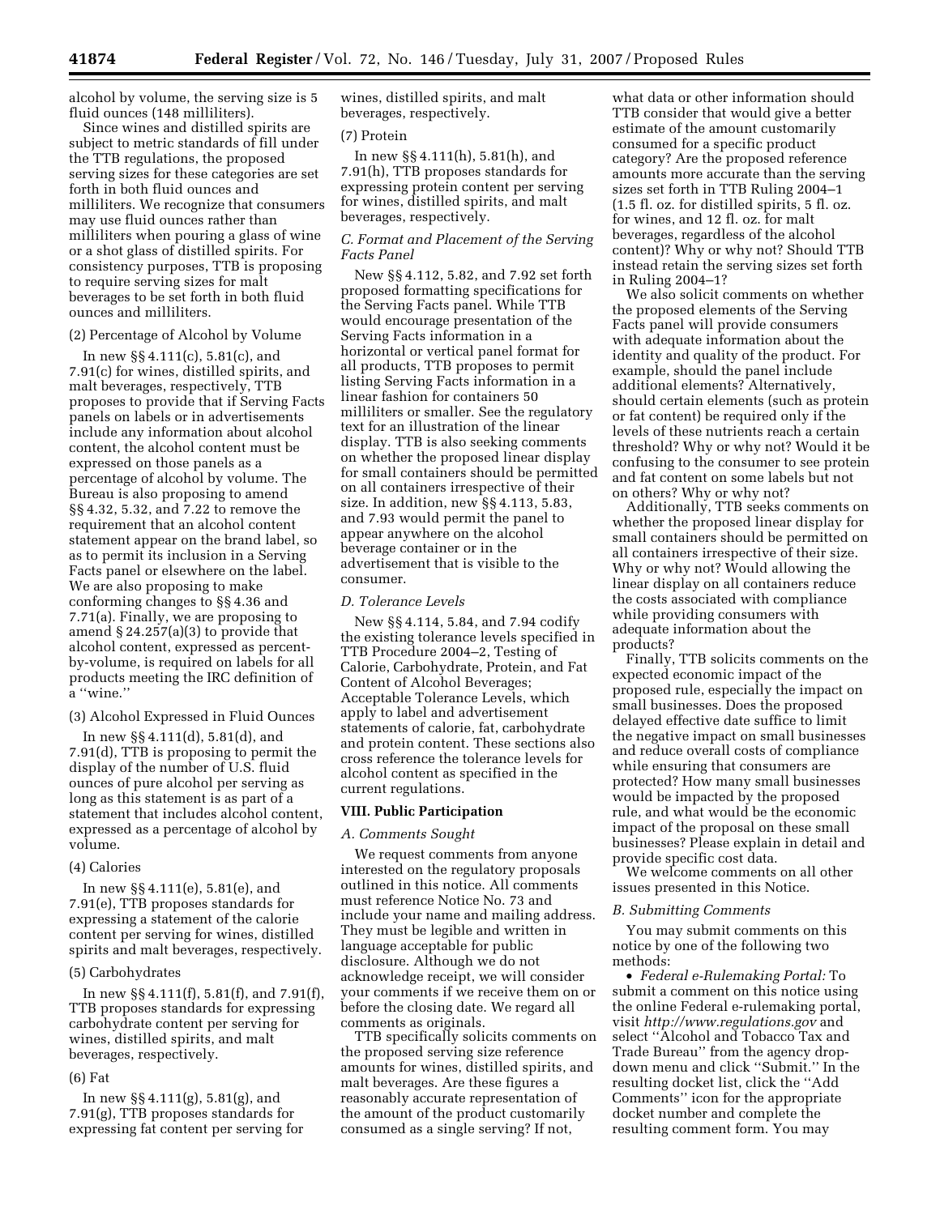alcohol by volume, the serving size is 5 fluid ounces (148 milliliters).

Since wines and distilled spirits are subject to metric standards of fill under the TTB regulations, the proposed serving sizes for these categories are set forth in both fluid ounces and milliliters. We recognize that consumers may use fluid ounces rather than milliliters when pouring a glass of wine or a shot glass of distilled spirits. For consistency purposes, TTB is proposing to require serving sizes for malt beverages to be set forth in both fluid ounces and milliliters.

(2) Percentage of Alcohol by Volume

In new §§ 4.111(c), 5.81(c), and 7.91(c) for wines, distilled spirits, and malt beverages, respectively, TTB proposes to provide that if Serving Facts panels on labels or in advertisements include any information about alcohol content, the alcohol content must be expressed on those panels as a percentage of alcohol by volume. The Bureau is also proposing to amend §§ 4.32, 5.32, and 7.22 to remove the requirement that an alcohol content statement appear on the brand label, so as to permit its inclusion in a Serving Facts panel or elsewhere on the label. We are also proposing to make conforming changes to §§ 4.36 and 7.71(a). Finally, we are proposing to amend § 24.257(a)(3) to provide that alcohol content, expressed as percent-by-volume, is required on labels for all products meeting the IRC definition of a ''wine.''

(3) Alcohol Expressed in Fluid Ounces

In new §§ 4.111(d), 5.81(d), and 7.91(d), TTB is proposing to permit the display of the number of U.S. fluid ounces of pure alcohol per serving as long as this statement is as part of a statement that includes alcohol content, expressed as a percentage of alcohol by volume.

(4) Calories

In new §§ 4.111(e), 5.81(e), and 7.91(e), TTB proposes standards for expressing a statement of the calorie content per serving for wines, distilled spirits and malt beverages, respectively.

(5) Carbohydrates

In new §§ 4.111(f), 5.81(f), and 7.91(f), TTB proposes standards for expressing carbohydrate content per serving for wines, distilled spirits, and malt beverages, respectively.

(6) Fat

In new §§ 4.111(g), 5.81(g), and 7.91(g), TTB proposes standards for expressing fat content per serving for wines, distilled spirits, and malt beverages, respectively.

(7) Protein

In new §§ 4.111(h), 5.81(h), and 7.91(h), TTB proposes standards for expressing protein content per serving for wines, distilled spirits, and malt beverages, respectively.

*C. Format and Placement of the Serving Facts Panel*

New §§ 4.112, 5.82, and 7.92 set forth proposed formatting specifications for the Serving Facts panel. While TTB would encourage presentation of the Serving Facts information in a horizontal or vertical panel format for all products, TTB proposes to permit listing Serving Facts information in a linear fashion for containers 50 milliliters or smaller. See the regulatory text for an illustration of the linear display. TTB is also seeking comments on whether the proposed linear display for small containers should be permitted on all containers irrespective of their size. In addition, new §§ 4.113, 5.83, and 7.93 would permit the panel to appear anywhere on the alcohol beverage container or in the advertisement that is visible to the consumer.

*D. Tolerance Levels*

New §§ 4.114, 5.84, and 7.94 codify the existing tolerance levels specified in TTB Procedure 2004–2, Testing of Calorie, Carbohydrate, Protein, and Fat Content of Alcohol Beverages; Acceptable Tolerance Levels, which apply to label and advertisement statements of calorie, fat, carbohydrate and protein content. These sections also cross reference the tolerance levels for alcohol content as specified in the current regulations.

## VIII. Public Participation

*A. Comments Sought*

We request comments from anyone interested on the regulatory proposals outlined in this notice. All comments must reference Notice No. 73 and include your name and mailing address. They must be legible and written in language acceptable for public disclosure. Although we do not acknowledge receipt, we will consider your comments if we receive them on or before the closing date. We regard all comments as originals.

TTB specifically solicits comments on the proposed serving size reference amounts for wines, distilled spirits, and malt beverages. Are these figures a reasonably accurate representation of the amount of the product customarily consumed as a single serving? If not, what data or other information should TTB consider that would give a better estimate of the amount customarily consumed for a specific product category? Are the proposed reference amounts more accurate than the serving sizes set forth in TTB Ruling 2004–1 (1.5 fl. oz. for distilled spirits, 5 fl. oz. for wines, and 12 fl. oz. for malt beverages, regardless of the alcohol content)? Why or why not? Should TTB instead retain the serving sizes set forth in Ruling 2004–1?

We also solicit comments on whether the proposed elements of the Serving Facts panel will provide consumers with adequate information about the identity and quality of the product. For example, should the panel include additional elements? Alternatively, should certain elements (such as protein or fat content) be required only if the levels of these nutrients reach a certain threshold? Why or why not? Would it be confusing to the consumer to see protein and fat content on some labels but not on others? Why or why not?

Additionally, TTB seeks comments on whether the proposed linear display for small containers should be permitted on all containers irrespective of their size. Why or why not? Would allowing the linear display on all containers reduce the costs associated with compliance while providing consumers with adequate information about the products?

Finally, TTB solicits comments on the expected economic impact of the proposed rule, especially the impact on small businesses. Does the proposed delayed effective date suffice to limit the negative impact on small businesses and reduce overall costs of compliance while ensuring that consumers are protected? How many small businesses would be impacted by the proposed rule, and what would be the economic impact of the proposal on these small businesses? Please explain in detail and provide specific cost data.

We welcome comments on all other issues presented in this Notice.

*B. Submitting Comments*

You may submit comments on this notice by one of the following two methods:

- *Federal e-Rulemaking Portal:* To submit a comment on this notice using the online Federal e-rulemaking portal, visit *http://www.regulations.gov* and select ''Alcohol and Tobacco Tax and Trade Bureau'' from the agency drop-down menu and click ''Submit.'' In the resulting docket list, click the ''Add Comments'' icon for the appropriate docket number and complete the resulting comment form. You may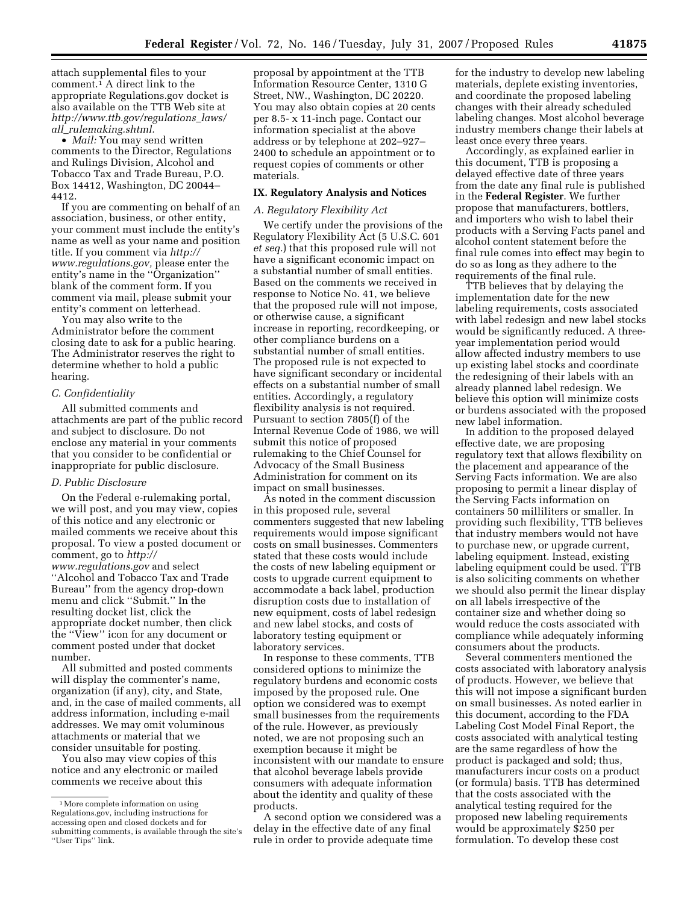attach supplemental files to your comment.[1] A direct link to the appropriate Regulations.gov docket is also available on the TTB Web site at *http://www.ttb.gov/regulations_laws/all_rulemaking.shtml.*

- *Mail:* You may send written comments to the Director, Regulations and Rulings Division, Alcohol and Tobacco Tax and Trade Bureau, P.O. Box 14412, Washington, DC 20044–4412.

If you are commenting on behalf of an association, business, or other entity, your comment must include the entity's name as well as your name and position title. If you comment via *http://www.regulations.gov,* please enter the entity's name in the ''Organization'' blank of the comment form. If you comment via mail, please submit your entity's comment on letterhead.

You may also write to the Administrator before the comment closing date to ask for a public hearing. The Administrator reserves the right to determine whether to hold a public hearing.

### *C. Confidentiality*

All submitted comments and attachments are part of the public record and subject to disclosure. Do not enclose any material in your comments that you consider to be confidential or inappropriate for public disclosure.

### *D. Public Disclosure*

On the Federal e-rulemaking portal, we will post, and you may view, copies of this notice and any electronic or mailed comments we receive about this proposal. To view a posted document or comment, go to *http://www.regulations.gov* and select ''Alcohol and Tobacco Tax and Trade Bureau'' from the agency drop-down menu and click ''Submit.'' In the resulting docket list, click the appropriate docket number, then click the ''View'' icon for any document or comment posted under that docket number.

All submitted and posted comments will display the commenter's name, organization (if any), city, and State, and, in the case of mailed comments, all address information, including e-mail addresses. We may omit voluminous attachments or material that we consider unsuitable for posting.

You also may view copies of this notice and any electronic or mailed comments we receive about this proposal by appointment at the TTB Information Resource Center, 1310 G Street, NW., Washington, DC 20220. You may also obtain copies at 20 cents per 8.5- x 11-inch page. Contact our information specialist at the above address or by telephone at 202–927–2400 to schedule an appointment or to request copies of comments or other materials.

## IX. Regulatory Analysis and Notices

### *A. Regulatory Flexibility Act*

We certify under the provisions of the Regulatory Flexibility Act (5 U.S.C. 601 *et seq.*) that this proposed rule will not have a significant economic impact on a substantial number of small entities. Based on the comments we received in response to Notice No. 41, we believe that the proposed rule will not impose, or otherwise cause, a significant increase in reporting, recordkeeping, or other compliance burdens on a substantial number of small entities. The proposed rule is not expected to have significant secondary or incidental effects on a substantial number of small entities. Accordingly, a regulatory flexibility analysis is not required. Pursuant to section 7805(f) of the Internal Revenue Code of 1986, we will submit this notice of proposed rulemaking to the Chief Counsel for Advocacy of the Small Business Administration for comment on its impact on small businesses.

As noted in the comment discussion in this proposed rule, several commenters suggested that new labeling requirements would impose significant costs on small businesses. Commenters stated that these costs would include the costs of new labeling equipment or costs to upgrade current equipment to accommodate a back label, production disruption costs due to installation of new equipment, costs of label redesign and new label stocks, and costs of laboratory testing equipment or laboratory services.

In response to these comments, TTB considered options to minimize the regulatory burdens and economic costs imposed by the proposed rule. One option we considered was to exempt small businesses from the requirements of the rule. However, as previously noted, we are not proposing such an exemption because it might be inconsistent with our mandate to ensure that alcohol beverage labels provide consumers with adequate information about the identity and quality of these products.

A second option we considered was a delay in the effective date of any final rule in order to provide adequate time for the industry to develop new labeling materials, deplete existing inventories, and coordinate the proposed labeling changes with their already scheduled labeling changes. Most alcohol beverage industry members change their labels at least once every three years.

Accordingly, as explained earlier in this document, TTB is proposing a delayed effective date of three years from the date any final rule is published in the **Federal Register**. We further propose that manufacturers, bottlers, and importers who wish to label their products with a Serving Facts panel and alcohol content statement before the final rule comes into effect may begin to do so as long as they adhere to the requirements of the final rule.

TTB believes that by delaying the implementation date for the new labeling requirements, costs associated with label redesign and new label stocks would be significantly reduced. A three-year implementation period would allow affected industry members to use up existing label stocks and coordinate the redesigning of their labels with an already planned label redesign. We believe this option will minimize costs or burdens associated with the proposed new label information.

In addition to the proposed delayed effective date, we are proposing regulatory text that allows flexibility on the placement and appearance of the Serving Facts information. We are also proposing to permit a linear display of the Serving Facts information on containers 50 milliliters or smaller. In providing such flexibility, TTB believes that industry members would not have to purchase new, or upgrade current, labeling equipment. Instead, existing labeling equipment could be used. TTB is also soliciting comments on whether we should also permit the linear display on all labels irrespective of the container size and whether doing so would reduce the costs associated with compliance while adequately informing consumers about the products.

Several commenters mentioned the costs associated with laboratory analysis of products. However, we believe that this will not impose a significant burden on small businesses. As noted earlier in this document, according to the FDA Labeling Cost Model Final Report, the costs associated with analytical testing are the same regardless of how the product is packaged and sold; thus, manufacturers incur costs on a product (or formula) basis. TTB has determined that the costs associated with the analytical testing required for the proposed new labeling requirements would be approximately $250 per formulation. To develop these cost

[1] More complete information on using Regulations.gov, including instructions for accessing open and closed dockets and for submitting comments, is available through the site's ''User Tips'' link.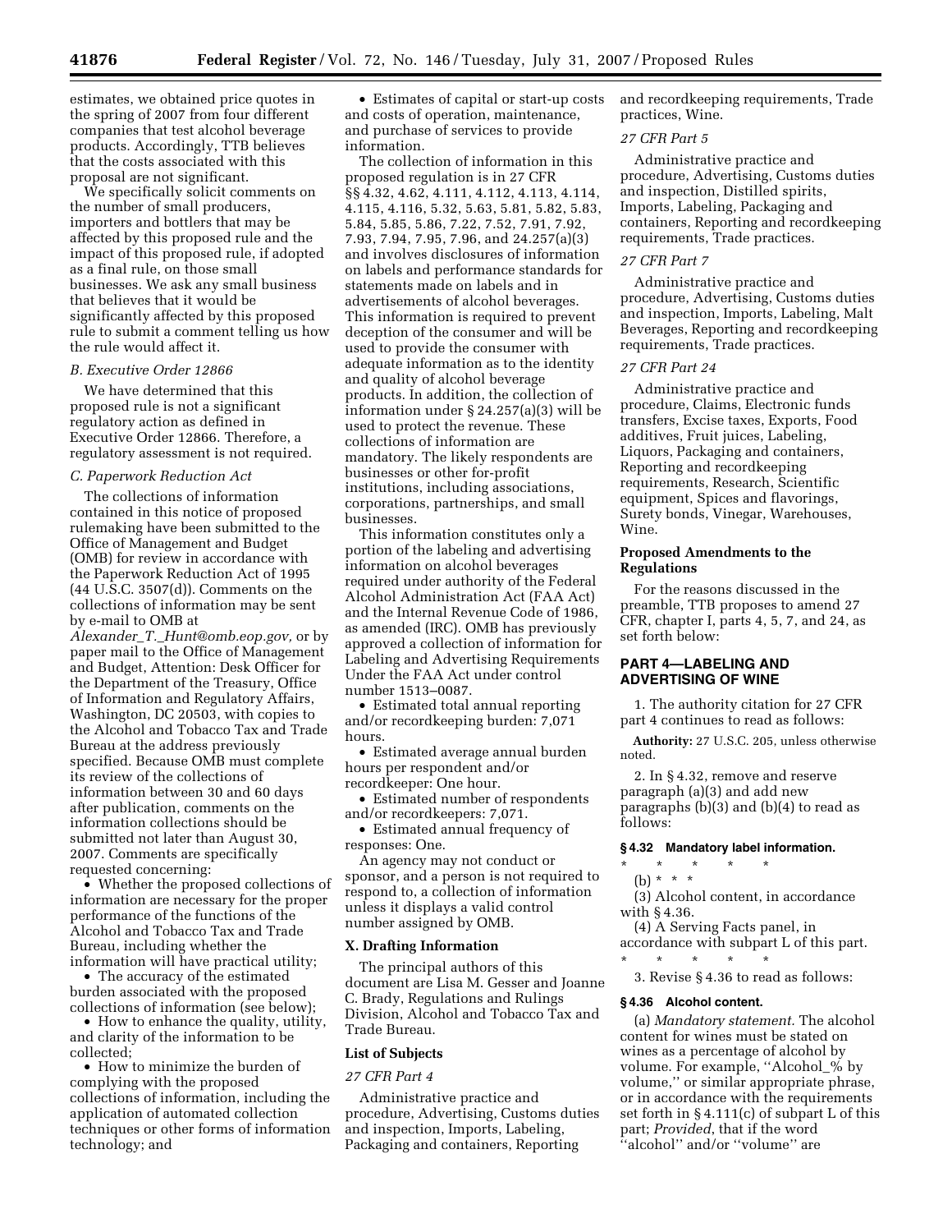estimates, we obtained price quotes in the spring of 2007 from four different companies that test alcohol beverage products. Accordingly, TTB believes that the costs associated with this proposal are not significant.

We specifically solicit comments on the number of small producers, importers and bottlers that may be affected by this proposed rule and the impact of this proposed rule, if adopted as a final rule, on those small businesses. We ask any small business that believes that it would be significantly affected by this proposed rule to submit a comment telling us how the rule would affect it.

### *B. Executive Order 12866*

We have determined that this proposed rule is not a significant regulatory action as defined in Executive Order 12866. Therefore, a regulatory assessment is not required.

### *C. Paperwork Reduction Act*

The collections of information contained in this notice of proposed rulemaking have been submitted to the Office of Management and Budget (OMB) for review in accordance with the Paperwork Reduction Act of 1995 (44 U.S.C. 3507(d)). Comments on the collections of information may be sent by e-mail to OMB at *Alexander_T._Hunt@omb.eop.gov,* or by paper mail to the Office of Management and Budget, Attention: Desk Officer for the Department of the Treasury, Office of Information and Regulatory Affairs, Washington, DC 20503, with copies to the Alcohol and Tobacco Tax and Trade Bureau at the address previously specified. Because OMB must complete its review of the collections of information between 30 and 60 days after publication, comments on the information collections should be submitted not later than August 30, 2007. Comments are specifically requested concerning:

- Whether the proposed collections of information are necessary for the proper performance of the functions of the Alcohol and Tobacco Tax and Trade Bureau, including whether the information will have practical utility;
- The accuracy of the estimated burden associated with the proposed collections of information (see below);
- How to enhance the quality, utility, and clarity of the information to be collected;
- How to minimize the burden of complying with the proposed collections of information, including the application of automated collection techniques or other forms of information technology; and
- Estimates of capital or start-up costs and costs of operation, maintenance, and purchase of services to provide information.

The collection of information in this proposed regulation is in 27 CFR §§ 4.32, 4.62, 4.111, 4.112, 4.113, 4.114, 4.115, 4.116, 5.32, 5.63, 5.81, 5.82, 5.83, 5.84, 5.85, 5.86, 7.22, 7.52, 7.91, 7.92, 7.93, 7.94, 7.95, 7.96, and 24.257(a)(3) and involves disclosures of information on labels and performance standards for statements made on labels and in advertisements of alcohol beverages. This information is required to prevent deception of the consumer and will be used to provide the consumer with adequate information as to the identity and quality of alcohol beverage products. In addition, the collection of information under § 24.257(a)(3) will be used to protect the revenue. These collections of information are mandatory. The likely respondents are businesses or other for-profit institutions, including associations, corporations, partnerships, and small businesses.

This information constitutes only a portion of the labeling and advertising information on alcohol beverages required under authority of the Federal Alcohol Administration Act (FAA Act) and the Internal Revenue Code of 1986, as amended (IRC). OMB has previously approved a collection of information for Labeling and Advertising Requirements Under the FAA Act under control number 1513–0087.

- Estimated total annual reporting and/or recordkeeping burden: 7,071 hours.
- Estimated average annual burden hours per respondent and/or recordkeeper: One hour.
- Estimated number of respondents and/or recordkeepers: 7,071.
- Estimated annual frequency of responses: One.

An agency may not conduct or sponsor, and a person is not required to respond to, a collection of information unless it displays a valid control number assigned by OMB.

## X. Drafting Information

The principal authors of this document are Lisa M. Gesser and Joanne C. Brady, Regulations and Rulings Division, Alcohol and Tobacco Tax and Trade Bureau.

## List of Subjects

### *27 CFR Part 4*

Administrative practice and procedure, Advertising, Customs duties and inspection, Imports, Labeling, Packaging and containers, Reporting and recordkeeping requirements, Trade practices, Wine.

### *27 CFR Part 5*

Administrative practice and procedure, Advertising, Customs duties and inspection, Distilled spirits, Imports, Labeling, Packaging and containers, Reporting and recordkeeping requirements, Trade practices.

### *27 CFR Part 7*

Administrative practice and procedure, Advertising, Customs duties and inspection, Imports, Labeling, Malt Beverages, Reporting and recordkeeping requirements, Trade practices.

### *27 CFR Part 24*

Administrative practice and procedure, Claims, Electronic funds transfers, Excise taxes, Exports, Food additives, Fruit juices, Labeling, Liquors, Packaging and containers, Reporting and recordkeeping requirements, Research, Scientific equipment, Spices and flavorings, Surety bonds, Vinegar, Warehouses, Wine.

## Proposed Amendments to the Regulations

For the reasons discussed in the preamble, TTB proposes to amend 27 CFR, chapter I, parts 4, 5, 7, and 24, as set forth below:

## PART 4—LABELING AND ADVERTISING OF WINE

1. The authority citation for 27 CFR part 4 continues to read as follows:

**Authority:** 27 U.S.C. 205, unless otherwise noted.

2. In § 4.32, remove and reserve paragraph (a)(3) and add new paragraphs (b)(3) and (b)(4) to read as follows:

### § 4.32 Mandatory label information.

\* \* \* \* \*

(b) \* \* \*

(3) Alcohol content, in accordance with § 4.36.

(4) A Serving Facts panel, in accordance with subpart L of this part.

\* \* \* \* \*

3. Revise § 4.36 to read as follows:

### § 4.36 Alcohol content.

(a) *Mandatory statement.* The alcohol content for wines must be stated on wines as a percentage of alcohol by volume. For example, ''Alcohol_% by volume,'' or similar appropriate phrase, or in accordance with the requirements set forth in § 4.111(c) of subpart L of this part; *Provided*, that if the word ''alcohol'' and/or ''volume'' are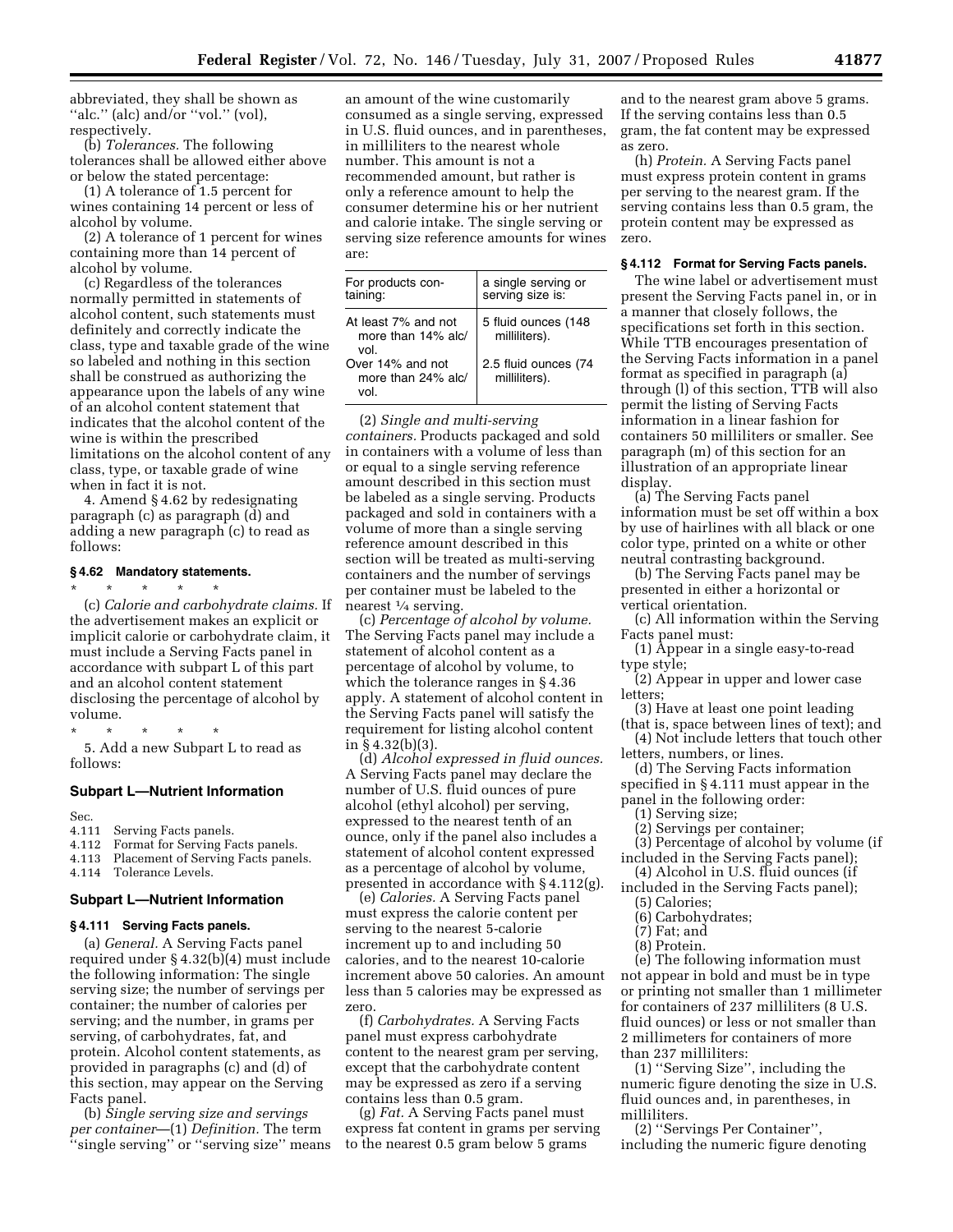abbreviated, they shall be shown as ''alc.'' (alc) and/or ''vol.'' (vol), respectively.

(b) *Tolerances.* The following tolerances shall be allowed either above or below the stated percentage:

(1) A tolerance of 1.5 percent for wines containing 14 percent or less of alcohol by volume.

(2) A tolerance of 1 percent for wines containing more than 14 percent of alcohol by volume.

(c) Regardless of the tolerances normally permitted in statements of alcohol content, such statements must definitely and correctly indicate the class, type and taxable grade of the wine so labeled and nothing in this section shall be construed as authorizing the appearance upon the labels of any wine of an alcohol content statement that indicates that the alcohol content of the wine is within the prescribed limitations on the alcohol content of any class, type, or taxable grade of wine when in fact it is not.

4. Amend § 4.62 by redesignating paragraph (c) as paragraph (d) and adding a new paragraph (c) to read as follows:

### § 4.62 Mandatory statements.

\* \* \* \* \*

(c) *Calorie and carbohydrate claims.* If the advertisement makes an explicit or implicit calorie or carbohydrate claim, it must include a Serving Facts panel in accordance with subpart L of this part and an alcohol content statement disclosing the percentage of alcohol by volume.

\* \* \* \* \*

5. Add a new Subpart L to read as follows:

## Subpart L—Nutrient Information

Sec.
4.111 Serving Facts panels.
4.112 Format for Serving Facts panels.
4.113 Placement of Serving Facts panels.
4.114 Tolerance Levels.

## Subpart L—Nutrient Information

### § 4.111 Serving Facts panels.

(a) *General.* A Serving Facts panel required under § 4.32(b)(4) must include the following information: The single serving size; the number of servings per container; the number of calories per serving; and the number, in grams per serving, of carbohydrates, fat, and protein. Alcohol content statements, as provided in paragraphs (c) and (d) of this section, may appear on the Serving Facts panel.

(b) *Single serving size and servings per container*—(1) *Definition.* The term ''single serving'' or ''serving size'' means an amount of the wine customarily consumed as a single serving, expressed in U.S. fluid ounces, and in parentheses, in milliliters to the nearest whole number. This amount is not a recommended amount, but rather is only a reference amount to help the consumer determine his or her nutrient and calorie intake. The single serving or serving size reference amounts for wines are:

| For products containing: | a single serving or serving size is: |
|---|---|
| At least 7% and not more than 14% alc/vol. | 5 fluid ounces (148 milliliters). |
| Over 14% and not more than 24% alc/vol. | 2.5 fluid ounces (74 milliliters). |

(2) *Single and multi-serving containers.* Products packaged and sold in containers with a volume of less than or equal to a single serving reference amount described in this section must be labeled as a single serving. Products packaged and sold in containers with a volume of more than a single serving reference amount described in this section will be treated as multi-serving containers and the number of servings per container must be labeled to the nearest ¼ serving.

(c) *Percentage of alcohol by volume.* The Serving Facts panel may include a statement of alcohol content as a percentage of alcohol by volume, to which the tolerance ranges in § 4.36 apply. A statement of alcohol content in the Serving Facts panel will satisfy the requirement for listing alcohol content in § 4.32(b)(3).

(d) *Alcohol expressed in fluid ounces.* A Serving Facts panel may declare the number of U.S. fluid ounces of pure alcohol (ethyl alcohol) per serving, expressed to the nearest tenth of an ounce, only if the panel also includes a statement of alcohol content expressed as a percentage of alcohol by volume, presented in accordance with § 4.112(g).

(e) *Calories.* A Serving Facts panel must express the calorie content per serving to the nearest 5-calorie increment up to and including 50 calories, and to the nearest 10-calorie increment above 50 calories. An amount less than 5 calories may be expressed as zero.

(f) *Carbohydrates.* A Serving Facts panel must express carbohydrate content to the nearest gram per serving, except that the carbohydrate content may be expressed as zero if a serving contains less than 0.5 gram.

(g) *Fat.* A Serving Facts panel must express fat content in grams per serving to the nearest 0.5 gram below 5 grams and to the nearest gram above 5 grams. If the serving contains less than 0.5 gram, the fat content may be expressed as zero.

(h) *Protein.* A Serving Facts panel must express protein content in grams per serving to the nearest gram. If the serving contains less than 0.5 gram, the protein content may be expressed as zero.

### § 4.112 Format for Serving Facts panels.

The wine label or advertisement must present the Serving Facts panel in, or in a manner that closely follows, the specifications set forth in this section. While TTB encourages presentation of the Serving Facts information in a panel format as specified in paragraph (a) through (l) of this section, TTB will also permit the listing of Serving Facts information in a linear fashion for containers 50 milliliters or smaller. See paragraph (m) of this section for an illustration of an appropriate linear display.

(a) The Serving Facts panel information must be set off within a box by use of hairlines with all black or one color type, printed on a white or other neutral contrasting background.

(b) The Serving Facts panel may be presented in either a horizontal or vertical orientation.

(c) All information within the Serving Facts panel must:

(1) Appear in a single easy-to-read type style;

(2) Appear in upper and lower case letters;

(3) Have at least one point leading (that is, space between lines of text); and

(4) Not include letters that touch other letters, numbers, or lines.

(d) The Serving Facts information specified in § 4.111 must appear in the panel in the following order:

(1) Serving size;

(2) Servings per container;

(3) Percentage of alcohol by volume (if included in the Serving Facts panel);

(4) Alcohol in U.S. fluid ounces (if included in the Serving Facts panel);

(5) Calories;

(6) Carbohydrates;

(7) Fat; and

(8) Protein.

(e) The following information must not appear in bold and must be in type or printing not smaller than 1 millimeter for containers of 237 milliliters (8 U.S. fluid ounces) or less or not smaller than 2 millimeters for containers of more than 237 milliliters:

(1) ''Serving Size'', including the numeric figure denoting the size in U.S. fluid ounces and, in parentheses, in milliliters.

(2) ''Servings Per Container'', including the numeric figure denoting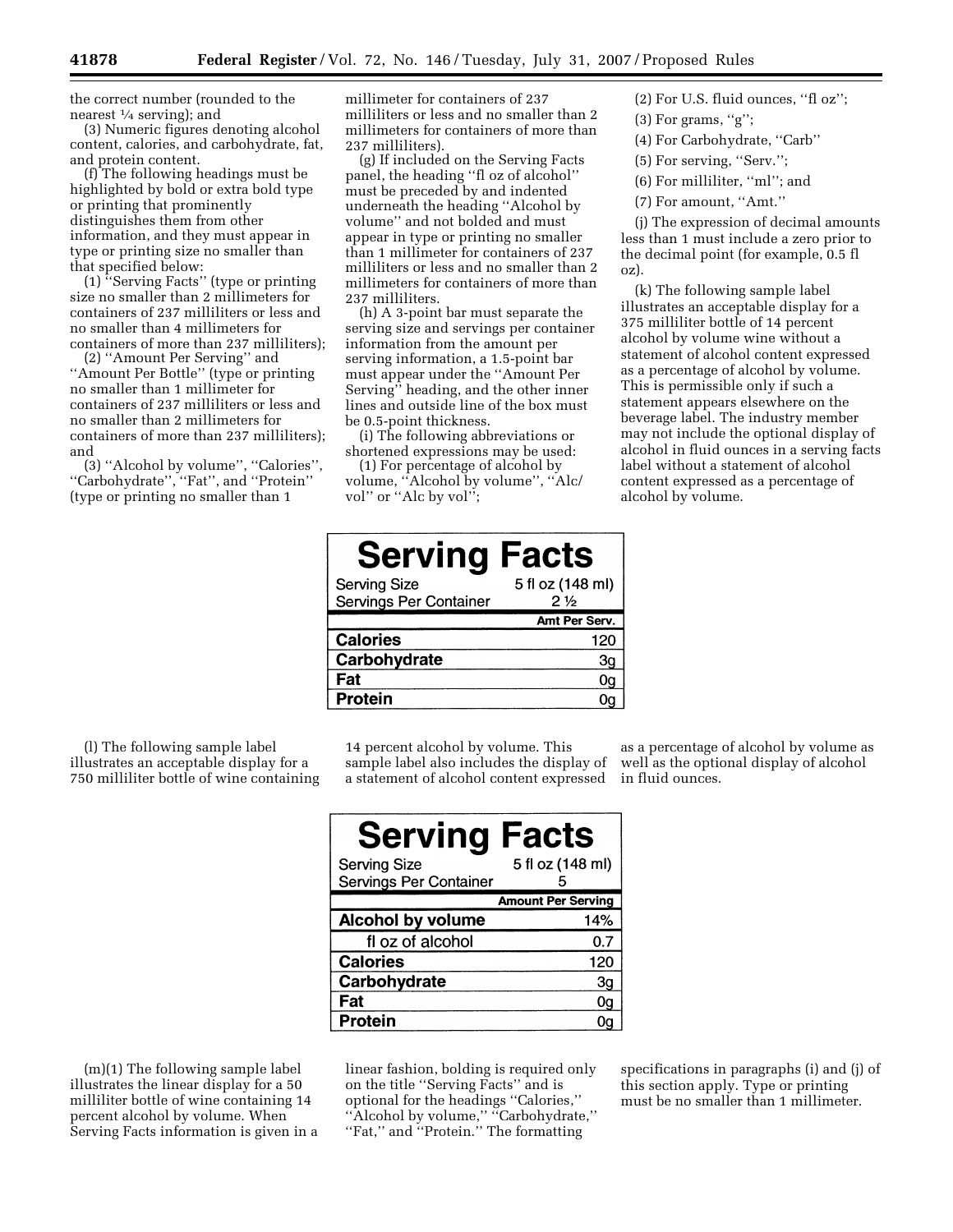the correct number (rounded to the nearest ¼ serving); and

(3) Numeric figures denoting alcohol content, calories, and carbohydrate, fat, and protein content.

(f) The following headings must be highlighted by bold or extra bold type or printing that prominently distinguishes them from other information, and they must appear in type or printing size no smaller than that specified below:

(1) ''Serving Facts'' (type or printing size no smaller than 2 millimeters for containers of 237 milliliters or less and no smaller than 4 millimeters for containers of more than 237 milliliters);

(2) ''Amount Per Serving'' and ''Amount Per Bottle'' (type or printing no smaller than 1 millimeter for containers of 237 milliliters or less and no smaller than 2 millimeters for containers of more than 237 milliliters); and

(3) ''Alcohol by volume'', ''Calories'', ''Carbohydrate'', ''Fat'', and ''Protein'' (type or printing no smaller than 1 millimeter for containers of 237 milliliters or less and no smaller than 2 millimeters for containers of more than 237 milliliters).

(g) If included on the Serving Facts panel, the heading ''fl oz of alcohol'' must be preceded by and indented underneath the heading ''Alcohol by volume'' and not bolded and must appear in type or printing no smaller than 1 millimeter for containers of 237 milliliters or less and no smaller than 2 millimeters for containers of more than 237 milliliters.

(h) A 3-point bar must separate the serving size and servings per container information from the amount per serving information, a 1.5-point bar must appear under the ''Amount Per Serving'' heading, and the other inner lines and outside line of the box must be 0.5-point thickness.

(i) The following abbreviations or shortened expressions may be used:

(1) For percentage of alcohol by volume, ''Alcohol by volume'', ''Alc/vol'' or ''Alc by vol'';

(2) For U.S. fluid ounces, ''fl oz'';

(3) For grams, ''g'';

(4) For Carbohydrate, ''Carb''

(5) For serving, ''Serv.'';

(6) For milliliter, ''ml''; and

(7) For amount, ''Amt.''

(j) The expression of decimal amounts less than 1 must include a zero prior to the decimal point (for example, 0.5 fl oz).

(k) The following sample label illustrates an acceptable display for a 375 milliliter bottle of 14 percent alcohol by volume wine without a statement of alcohol content expressed as a percentage of alcohol by volume. This is permissible only if such a statement appears elsewhere on the beverage label. The industry member may not include the optional display of alcohol in fluid ounces in a serving facts label without a statement of alcohol content expressed as a percentage of alcohol by volume.

| **Serving Facts** | |
|---|---|
| Serving Size | 5 fl oz (148 ml) |
| Servings Per Container | 2 ½ |
| | **Amt Per Serv.** |
| **Calories** | 120 |
| **Carbohydrate** | 3g |
| **Fat** | 0g |
| **Protein** | 0g |

(l) The following sample label illustrates an acceptable display for a 750 milliliter bottle of wine containing 14 percent alcohol by volume. This sample label also includes the display of a statement of alcohol content expressed as a percentage of alcohol by volume as well as the optional display of alcohol in fluid ounces.

| **Serving Facts** | |
|---|---|
| Serving Size | 5 fl oz (148 ml) |
| Servings Per Container | 5 |
| | **Amount Per Serving** |
| **Alcohol by volume** | 14% |
| fl oz of alcohol | 0.7 |
| **Calories** | 120 |
| **Carbohydrate** | 3g |
| **Fat** | 0g |
| **Protein** | 0g |

(m)(1) The following sample label illustrates the linear display for a 50 milliliter bottle of wine containing 14 percent alcohol by volume. When Serving Facts information is given in a linear fashion, bolding is required only on the title ''Serving Facts'' and is optional for the headings ''Calories,'' ''Alcohol by volume,'' ''Carbohydrate,'' ''Fat,'' and ''Protein.'' The formatting specifications in paragraphs (i) and (j) of this section apply. Type or printing must be no smaller than 1 millimeter.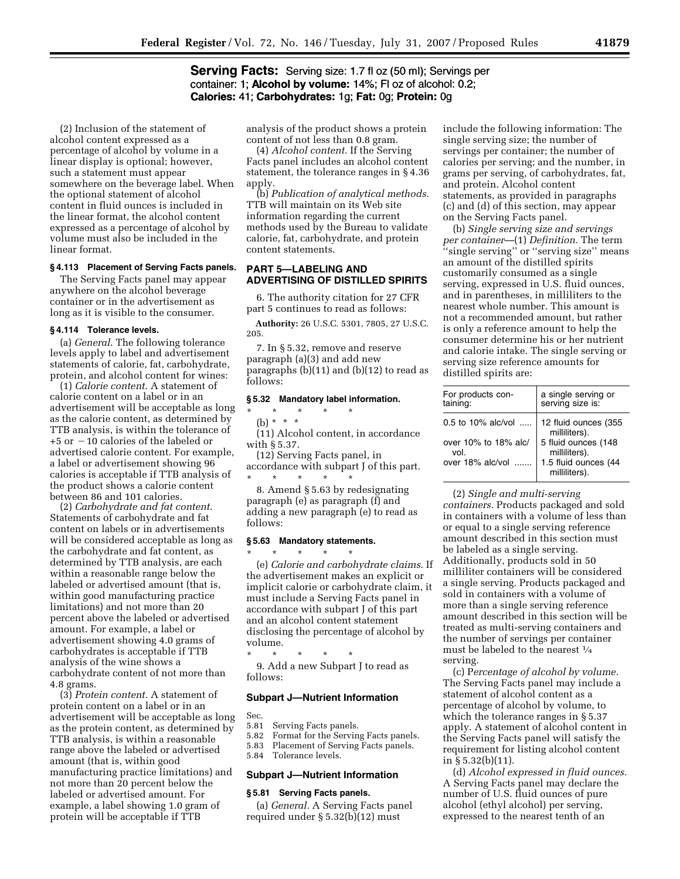**Serving Facts:** Serving size: 1.7 fl oz (50 ml); Servings per container: 1; **Alcohol by volume:** 14%; Fl oz of alcohol: 0.2; **Calories:** 41; **Carbohydrates:** 1g; **Fat:** 0g; **Protein:** 0g

(2) Inclusion of the statement of alcohol content expressed as a percentage of alcohol by volume in a linear display is optional; however, such a statement must appear somewhere on the beverage label. When the optional statement of alcohol content in fluid ounces is included in the linear format, the alcohol content expressed as a percentage of alcohol by volume must also be included in the linear format.

#### § 4.113 Placement of Serving Facts panels.

The Serving Facts panel may appear anywhere on the alcohol beverage container or in the advertisement as long as it is visible to the consumer.

#### § 4.114 Tolerance levels.

(a) *General.* The following tolerance levels apply to label and advertisement statements of calorie, fat, carbohydrate, protein, and alcohol content for wines:

(1) *Calorie content.* A statement of calorie content on a label or in an advertisement will be acceptable as long as the calorie content, as determined by TTB analysis, is within the tolerance of +5 or −10 calories of the labeled or advertised calorie content. For example, a label or advertisement showing 96 calories is acceptable if TTB analysis of the product shows a calorie content between 86 and 101 calories.

(2) *Carbohydrate and fat content.* Statements of carbohydrate and fat content on labels or in advertisements will be considered acceptable as long as the carbohydrate and fat content, as determined by TTB analysis, are each within a reasonable range below the labeled or advertised amount (that is, within good manufacturing practice limitations) and not more than 20 percent above the labeled or advertised amount. For example, a label or advertisement showing 4.0 grams of carbohydrates is acceptable if TTB analysis of the wine shows a carbohydrate content of not more than 4.8 grams.

(3) *Protein content.* A statement of protein content on a label or in an advertisement will be acceptable as long as the protein content, as determined by TTB analysis, is within a reasonable range above the labeled or advertised amount (that is, within good manufacturing practice limitations) and not more than 20 percent below the labeled or advertised amount. For example, a label showing 1.0 gram of protein will be acceptable if TTB analysis of the product shows a protein content of not less than 0.8 gram.

(4) *Alcohol content.* If the Serving Facts panel includes an alcohol content statement, the tolerance ranges in § 4.36 apply.

(b) *Publication of analytical methods.* TTB will maintain on its Web site information regarding the current methods used by the Bureau to validate calorie, fat, carbohydrate, and protein content statements.

## PART 5—LABELING AND ADVERTISING OF DISTILLED SPIRITS

6. The authority citation for 27 CFR part 5 continues to read as follows:

**Authority:** 26 U.S.C. 5301, 7805, 27 U.S.C. 205.

7. In § 5.32, remove and reserve paragraph (a)(3) and add new paragraphs (b)(11) and (b)(12) to read as follows:

#### § 5.32 Mandatory label information.

\* \* \* \* \*

(b) \* \* \*

(11) Alcohol content, in accordance with § 5.37.

(12) Serving Facts panel, in accordance with subpart J of this part.

\* \* \* \* \*

8. Amend § 5.63 by redesignating paragraph (e) as paragraph (f) and adding a new paragraph (e) to read as follows:

#### § 5.63 Mandatory statements.

\* \* \* \* \*

(e) *Calorie and carbohydrate claims.* If the advertisement makes an explicit or implicit calorie or carbohydrate claim, it must include a Serving Facts panel in accordance with subpart J of this part and an alcohol content statement disclosing the percentage of alcohol by volume.

\* \* \* \* \*

9. Add a new Subpart J to read as follows:

### Subpart J—Nutrient Information

Sec.
5.81 Serving Facts panels.
5.82 Format for the Serving Facts panels.
5.83 Placement of Serving Facts panels.
5.84 Tolerance levels.

### Subpart J—Nutrient Information

#### § 5.81 Serving Facts panels.

(a) *General.* A Serving Facts panel required under § 5.32(b)(12) must include the following information: The single serving size; the number of servings per container; the number of calories per serving; and the number, in grams per serving, of carbohydrates, fat, and protein. Alcohol content statements, as provided in paragraphs (c) and (d) of this section, may appear on the Serving Facts panel.

(b) *Single serving size and servings per container*—(1) *Definition.* The term ''single serving'' or ''serving size'' means an amount of the distilled spirits customarily consumed as a single serving, expressed in U.S. fluid ounces, and in parentheses, in milliliters to the nearest whole number. This amount is not a recommended amount, but rather is only a reference amount to help the consumer determine his or her nutrient and calorie intake. The single serving or serving size reference amounts for distilled spirits are:

| For products containing: | a single serving or serving size is: |
|---|---|
| 0.5 to 10% alc/vol ..... | 12 fluid ounces (355 milliliters). |
| over 10% to 18% alc/vol. | 5 fluid ounces (148 milliliters). |
| over 18% alc/vol ....... | 1.5 fluid ounces (44 milliliters). |

(2) *Single and multi-serving containers.* Products packaged and sold in containers with a volume of less than or equal to a single serving reference amount described in this section must be labeled as a single serving. Additionally, products sold in 50 milliliter containers will be considered a single serving. Products packaged and sold in containers with a volume of more than a single serving reference amount described in this section will be treated as multi-serving containers and the number of servings per container must be labeled to the nearest ¼ serving.

(c) *Percentage of alcohol by volume.* The Serving Facts panel may include a statement of alcohol content as a percentage of alcohol by volume, to which the tolerance ranges in § 5.37 apply. A statement of alcohol content in the Serving Facts panel will satisfy the requirement for listing alcohol content in § 5.32(b)(11).

(d) *Alcohol expressed in fluid ounces.* A Serving Facts panel may declare the number of U.S. fluid ounces of pure alcohol (ethyl alcohol) per serving, expressed to the nearest tenth of an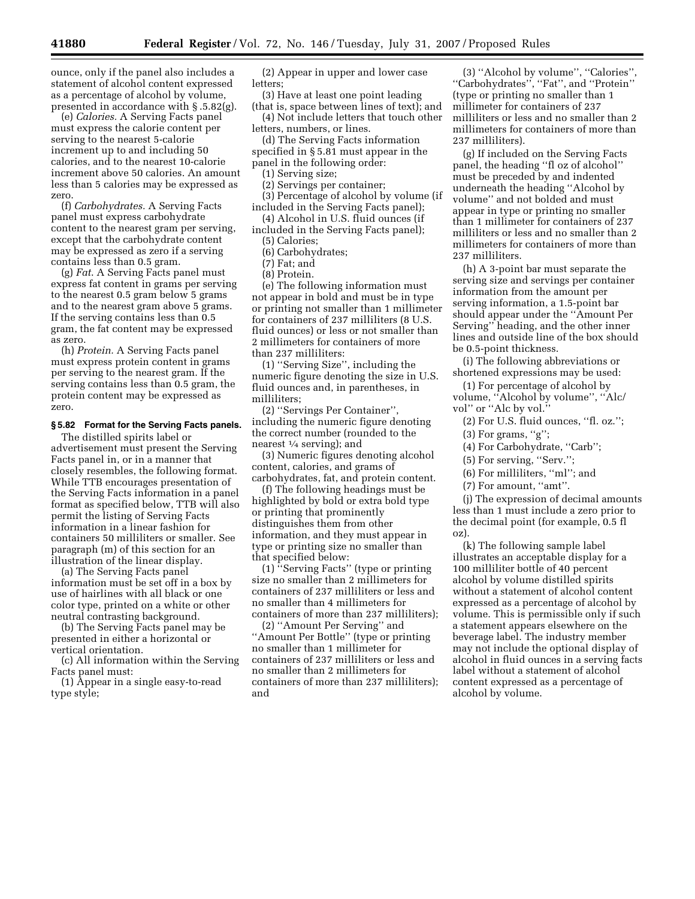ounce, only if the panel also includes a statement of alcohol content expressed as a percentage of alcohol by volume, presented in accordance with § .5.82(g).

(e) *Calories.* A Serving Facts panel must express the calorie content per serving to the nearest 5-calorie increment up to and including 50 calories, and to the nearest 10-calorie increment above 50 calories. An amount less than 5 calories may be expressed as zero.

(f) *Carbohydrates.* A Serving Facts panel must express carbohydrate content to the nearest gram per serving, except that the carbohydrate content may be expressed as zero if a serving contains less than 0.5 gram.

(g) *Fat.* A Serving Facts panel must express fat content in grams per serving to the nearest 0.5 gram below 5 grams and to the nearest gram above 5 grams. If the serving contains less than 0.5 gram, the fat content may be expressed as zero.

(h) *Protein.* A Serving Facts panel must express protein content in grams per serving to the nearest gram. If the serving contains less than 0.5 gram, the protein content may be expressed as zero.

**§ 5.82 Format for the Serving Facts panels.**

The distilled spirits label or advertisement must present the Serving Facts panel in, or in a manner that closely resembles, the following format. While TTB encourages presentation of the Serving Facts information in a panel format as specified below, TTB will also permit the listing of Serving Facts information in a linear fashion for containers 50 milliliters or smaller. See paragraph (m) of this section for an illustration of the linear display.

(a) The Serving Facts panel information must be set off in a box by use of hairlines with all black or one color type, printed on a white or other neutral contrasting background.

(b) The Serving Facts panel may be presented in either a horizontal or vertical orientation.

(c) All information within the Serving Facts panel must:

(1) Appear in a single easy-to-read type style;

(2) Appear in upper and lower case letters;

(3) Have at least one point leading (that is, space between lines of text); and

(4) Not include letters that touch other letters, numbers, or lines.

(d) The Serving Facts information specified in § 5.81 must appear in the panel in the following order:

(1) Serving size;

(2) Servings per container;

(3) Percentage of alcohol by volume (if included in the Serving Facts panel);

(4) Alcohol in U.S. fluid ounces (if included in the Serving Facts panel);

(5) Calories;

(6) Carbohydrates;

(7) Fat; and

(8) Protein.

(e) The following information must not appear in bold and must be in type or printing not smaller than 1 millimeter for containers of 237 milliliters (8 U.S. fluid ounces) or less or not smaller than 2 millimeters for containers of more than 237 milliliters:

(1) ''Serving Size'', including the numeric figure denoting the size in U.S. fluid ounces and, in parentheses, in milliliters;

(2) ''Servings Per Container'', including the numeric figure denoting the correct number (rounded to the nearest ¼ serving); and

(3) Numeric figures denoting alcohol content, calories, and grams of carbohydrates, fat, and protein content.

(f) The following headings must be highlighted by bold or extra bold type or printing that prominently distinguishes them from other information, and they must appear in type or printing size no smaller than that specified below:

(1) ''Serving Facts'' (type or printing size no smaller than 2 millimeters for containers of 237 milliliters or less and no smaller than 4 millimeters for containers of more than 237 milliliters);

(2) ''Amount Per Serving'' and ''Amount Per Bottle'' (type or printing no smaller than 1 millimeter for containers of 237 milliliters or less and no smaller than 2 millimeters for containers of more than 237 milliliters); and

(3) ''Alcohol by volume'', ''Calories'', ''Carbohydrates'', ''Fat'', and ''Protein'' (type or printing no smaller than 1 millimeter for containers of 237 milliliters or less and no smaller than 2 millimeters for containers of more than 237 milliliters).

(g) If included on the Serving Facts panel, the heading ''fl oz of alcohol'' must be preceded by and indented underneath the heading ''Alcohol by volume'' and not bolded and must appear in type or printing no smaller than 1 millimeter for containers of 237 milliliters or less and no smaller than 2 millimeters for containers of more than 237 milliliters.

(h) A 3-point bar must separate the serving size and servings per container information from the amount per serving information, a 1.5-point bar should appear under the ''Amount Per Serving'' heading, and the other inner lines and outside line of the box should be 0.5-point thickness.

(i) The following abbreviations or shortened expressions may be used:

(1) For percentage of alcohol by volume, ''Alcohol by volume'', ''Alc/vol'' or ''Alc by vol.''

(2) For U.S. fluid ounces, ''fl. oz.'';

(3) For grams, ''g'';

(4) For Carbohydrate, ''Carb'';

(5) For serving, ''Serv.'';

(6) For milliliters, ''ml''; and

(7) For amount, ''amt''.

(j) The expression of decimal amounts less than 1 must include a zero prior to the decimal point (for example, 0.5 fl oz).

(k) The following sample label illustrates an acceptable display for a 100 milliliter bottle of 40 percent alcohol by volume distilled spirits without a statement of alcohol content expressed as a percentage of alcohol by volume. This is permissible only if such a statement appears elsewhere on the beverage label. The industry member may not include the optional display of alcohol in fluid ounces in a serving facts label without a statement of alcohol content expressed as a percentage of alcohol by volume.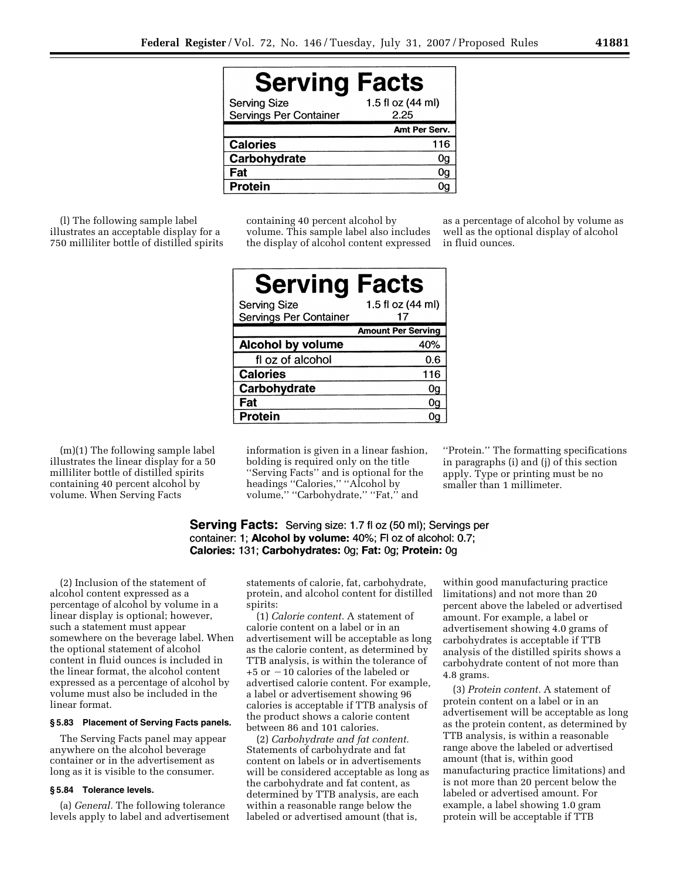**Serving Facts**

| Serving Size | 1.5 fl oz (44 ml) |
|---|---|
| Servings Per Container | 2.25 |
| | **Amt Per Serv.** |
| **Calories** | 116 |
| **Carbohydrate** | 0g |
| **Fat** | 0g |
| **Protein** | 0g |

(l) The following sample label illustrates an acceptable display for a 750 milliliter bottle of distilled spirits containing 40 percent alcohol by volume. This sample label also includes the display of alcohol content expressed as a percentage of alcohol by volume as well as the optional display of alcohol in fluid ounces.

**Serving Facts**

| Serving Size | 1.5 fl oz (44 ml) |
|---|---|
| Servings Per Container | 17 |
| | **Amount Per Serving** |
| **Alcohol by volume** | 40% |
| fl oz of alcohol | 0.6 |
| **Calories** | 116 |
| **Carbohydrate** | 0g |
| **Fat** | 0g |
| **Protein** | 0g |

(m)(1) The following sample label illustrates the linear display for a 50 milliliter bottle of distilled spirits containing 40 percent alcohol by volume. When Serving Facts information is given in a linear fashion, bolding is required only on the title ''Serving Facts'' and is optional for the headings ''Calories,'' ''Alcohol by volume,'' ''Carbohydrate,'' ''Fat,'' and ''Protein.'' The formatting specifications in paragraphs (i) and (j) of this section apply. Type or printing must be no smaller than 1 millimeter.

**Serving Facts:** Serving size: 1.7 fl oz (50 ml); Servings per container: 1; **Alcohol by volume:** 40%; Fl oz of alcohol: 0.7; **Calories:** 131; **Carbohydrates:** 0g; **Fat:** 0g; **Protein:** 0g

(2) Inclusion of the statement of alcohol content expressed as a percentage of alcohol by volume in a linear display is optional; however, such a statement must appear somewhere on the beverage label. When the optional statement of alcohol content in fluid ounces is included in the linear format, the alcohol content expressed as a percentage of alcohol by volume must also be included in the linear format.

#### § 5.83 Placement of Serving Facts panels.

The Serving Facts panel may appear anywhere on the alcohol beverage container or in the advertisement as long as it is visible to the consumer.

#### § 5.84 Tolerance levels.

(a) *General.* The following tolerance levels apply to label and advertisement statements of calorie, fat, carbohydrate, protein, and alcohol content for distilled spirits:

(1) *Calorie content.* A statement of calorie content on a label or in an advertisement will be acceptable as long as the calorie content, as determined by TTB analysis, is within the tolerance of +5 or −10 calories of the labeled or advertised calorie content. For example, a label or advertisement showing 96 calories is acceptable if TTB analysis of the product shows a calorie content between 86 and 101 calories.

(2) *Carbohydrate and fat content.* Statements of carbohydrate and fat content on labels or in advertisements will be considered acceptable as long as the carbohydrate and fat content, as determined by TTB analysis, are each within a reasonable range below the labeled or advertised amount (that is, within good manufacturing practice limitations) and not more than 20 percent above the labeled or advertised amount. For example, a label or advertisement showing 4.0 grams of carbohydrates is acceptable if TTB analysis of the distilled spirits shows a carbohydrate content of not more than 4.8 grams.

(3) *Protein content.* A statement of protein content on a label or in an advertisement will be acceptable as long as the protein content, as determined by TTB analysis, is within a reasonable range above the labeled or advertised amount (that is, within good manufacturing practice limitations) and is not more than 20 percent below the labeled or advertised amount. For example, a label showing 1.0 gram protein will be acceptable if TTB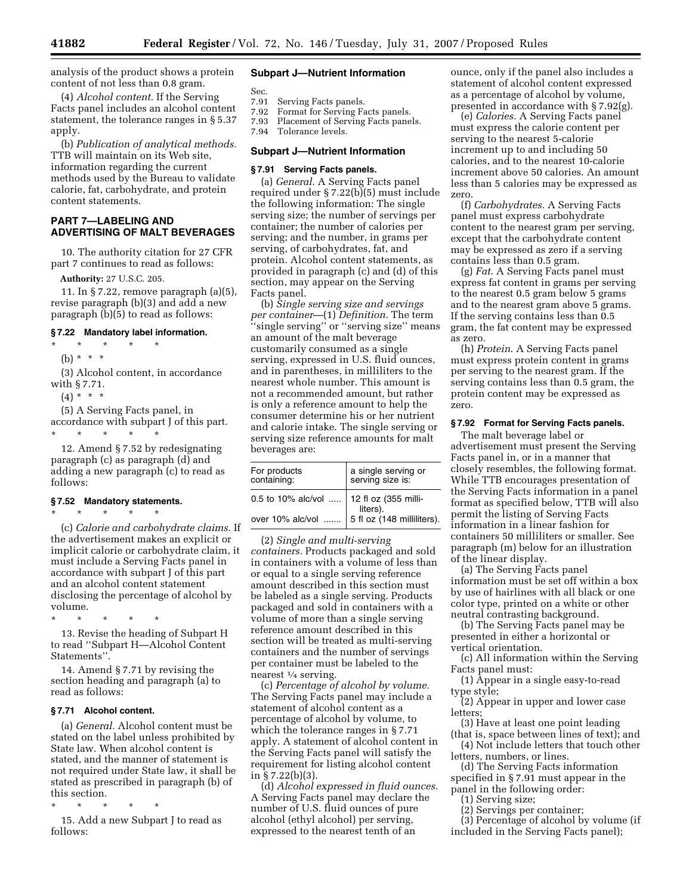analysis of the product shows a protein content of not less than 0.8 gram.

(4) *Alcohol content.* If the Serving Facts panel includes an alcohol content statement, the tolerance ranges in § 5.37 apply.

(b) *Publication of analytical methods.* TTB will maintain on its Web site, information regarding the current methods used by the Bureau to validate calorie, fat, carbohydrate, and protein content statements.

## PART 7—LABELING AND ADVERTISING OF MALT BEVERAGES

10. The authority citation for 27 CFR part 7 continues to read as follows:

**Authority:** 27 U.S.C. 205.

11. In § 7.22, remove paragraph (a)(5), revise paragraph (b)(3) and add a new paragraph (b)(5) to read as follows:

### § 7.22 Mandatory label information.

\* \* \* \* \*

(b) \* \* \*

(3) Alcohol content, in accordance with § 7.71.

(4) \* \* \*

(5) A Serving Facts panel, in accordance with subpart J of this part.

\* \* \* \* \*

12. Amend § 7.52 by redesignating paragraph (c) as paragraph (d) and adding a new paragraph (c) to read as follows:

### § 7.52 Mandatory statements.

\* \* \* \* \*

(c) *Calorie and carbohydrate claims.* If the advertisement makes an explicit or implicit calorie or carbohydrate claim, it must include a Serving Facts panel in accordance with subpart J of this part and an alcohol content statement disclosing the percentage of alcohol by volume.

\* \* \* \* \*

13. Revise the heading of Subpart H to read "Subpart H—Alcohol Content Statements".

14. Amend § 7.71 by revising the section heading and paragraph (a) to read as follows:

### § 7.71 Alcohol content.

(a) *General.* Alcohol content must be stated on the label unless prohibited by State law. When alcohol content is stated, and the manner of statement is not required under State law, it shall be stated as prescribed in paragraph (b) of this section.

\* \* \* \* \*

15. Add a new Subpart J to read as follows:

## Subpart J—Nutrient Information

Sec.
7.91 Serving Facts panels.
7.92 Format for Serving Facts panels.
7.93 Placement of Serving Facts panels.
7.94 Tolerance levels.

## Subpart J—Nutrient Information

### § 7.91 Serving Facts panels.

(a) *General.* A Serving Facts panel required under § 7.22(b)(5) must include the following information: The single serving size; the number of servings per container; the number of calories per serving; and the number, in grams per serving, of carbohydrates, fat, and protein. Alcohol content statements, as provided in paragraph (c) and (d) of this section, may appear on the Serving Facts panel.

(b) *Single serving size and servings per container*—(1) *Definition.* The term "single serving" or "serving size" means an amount of the malt beverage customarily consumed as a single serving, expressed in U.S. fluid ounces, and in parentheses, in milliliters to the nearest whole number. This amount is not a recommended amount, but rather is only a reference amount to help the consumer determine his or her nutrient and calorie intake. The single serving or serving size reference amounts for malt beverages are:

| For products containing: | a single serving or serving size is: |
|---|---|
| 0.5 to 10% alc/vol | 12 fl oz (355 milliliters). |
| over 10% alc/vol | 5 fl oz (148 milliliters). |

(2) *Single and multi-serving containers.* Products packaged and sold in containers with a volume of less than or equal to a single serving reference amount described in this section must be labeled as a single serving. Products packaged and sold in containers with a volume of more than a single serving reference amount described in this section will be treated as multi-serving containers and the number of servings per container must be labeled to the nearest ¼ serving.

(c) *Percentage of alcohol by volume.* The Serving Facts panel may include a statement of alcohol content as a percentage of alcohol by volume, to which the tolerance ranges in § 7.71 apply. A statement of alcohol content in the Serving Facts panel will satisfy the requirement for listing alcohol content in § 7.22(b)(3).

(d) *Alcohol expressed in fluid ounces.* A Serving Facts panel may declare the number of U.S. fluid ounces of pure alcohol (ethyl alcohol) per serving, expressed to the nearest tenth of an ounce, only if the panel also includes a statement of alcohol content expressed as a percentage of alcohol by volume, presented in accordance with § 7.92(g).

(e) *Calories.* A Serving Facts panel must express the calorie content per serving to the nearest 5-calorie increment up to and including 50 calories, and to the nearest 10-calorie increment above 50 calories. An amount less than 5 calories may be expressed as zero.

(f) *Carbohydrates.* A Serving Facts panel must express carbohydrate content to the nearest gram per serving, except that the carbohydrate content may be expressed as zero if a serving contains less than 0.5 gram.

(g) *Fat.* A Serving Facts panel must express fat content in grams per serving to the nearest 0.5 gram below 5 grams and to the nearest gram above 5 grams. If the serving contains less than 0.5 gram, the fat content may be expressed as zero.

(h) *Protein.* A Serving Facts panel must express protein content in grams per serving to the nearest gram. If the serving contains less than 0.5 gram, the protein content may be expressed as zero.

### § 7.92 Format for Serving Facts panels.

The malt beverage label or advertisement must present the Serving Facts panel in, or in a manner that closely resembles, the following format. While TTB encourages presentation of the Serving Facts information in a panel format as specified below, TTB will also permit the listing of Serving Facts information in a linear fashion for containers 50 milliliters or smaller. See paragraph (m) below for an illustration of the linear display.

(a) The Serving Facts panel information must be set off within a box by use of hairlines with all black or one color type, printed on a white or other neutral contrasting background.

(b) The Serving Facts panel may be presented in either a horizontal or vertical orientation.

(c) All information within the Serving Facts panel must:

(1) Appear in a single easy-to-read type style;

(2) Appear in upper and lower case letters;

(3) Have at least one point leading (that is, space between lines of text); and

(4) Not include letters that touch other letters, numbers, or lines.

(d) The Serving Facts information specified in § 7.91 must appear in the panel in the following order:

(1) Serving size;

(2) Servings per container;

(3) Percentage of alcohol by volume (if included in the Serving Facts panel);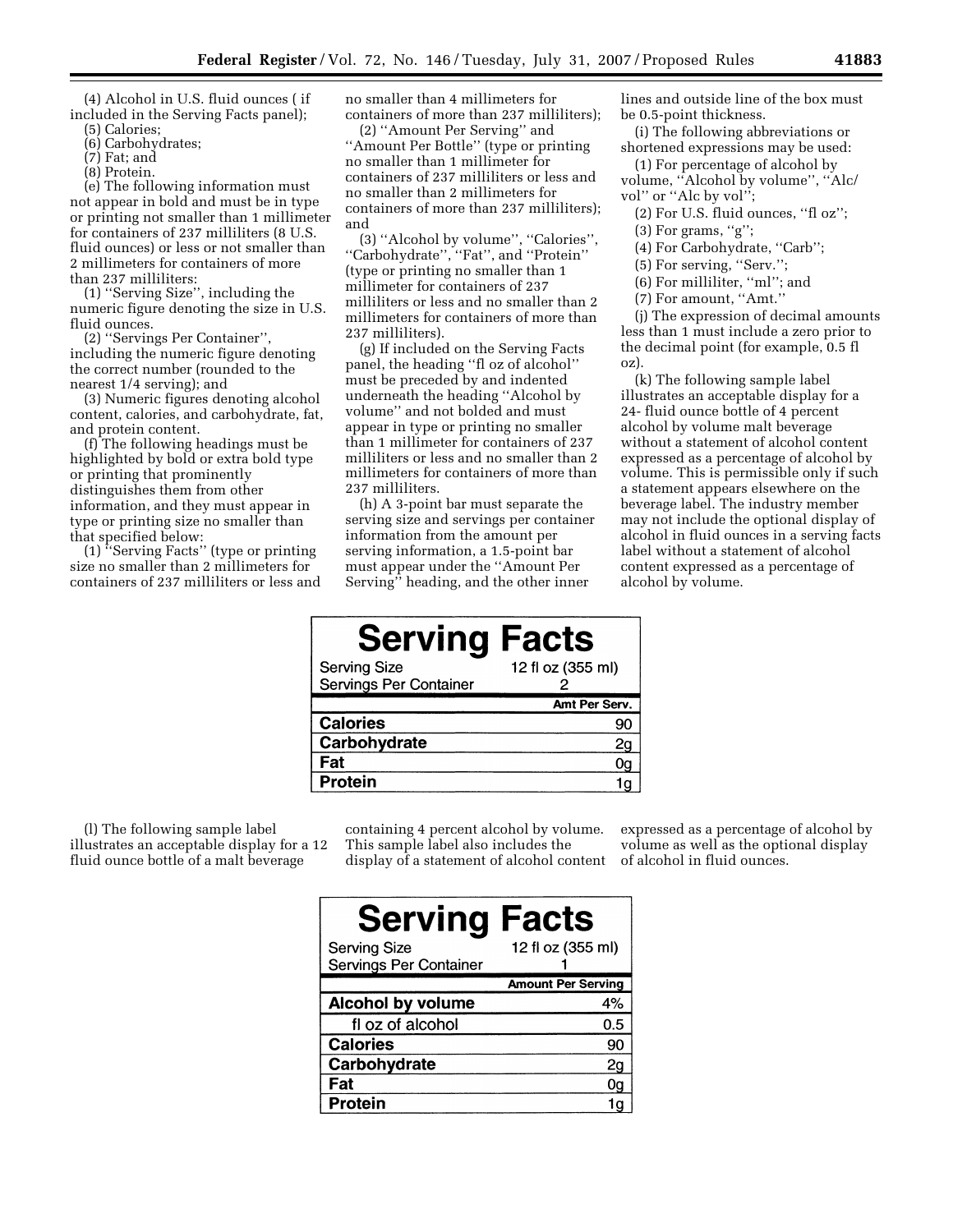(4) Alcohol in U.S. fluid ounces ( if included in the Serving Facts panel);

(5) Calories;

(6) Carbohydrates;

(7) Fat; and

(8) Protein.

(e) The following information must not appear in bold and must be in type or printing not smaller than 1 millimeter for containers of 237 milliliters (8 U.S. fluid ounces) or less or not smaller than 2 millimeters for containers of more than 237 milliliters:

(1) ''Serving Size'', including the numeric figure denoting the size in U.S. fluid ounces.

(2) ''Servings Per Container'', including the numeric figure denoting the correct number (rounded to the nearest 1/4 serving); and

(3) Numeric figures denoting alcohol content, calories, and carbohydrate, fat, and protein content.

(f) The following headings must be highlighted by bold or extra bold type or printing that prominently distinguishes them from other information, and they must appear in type or printing size no smaller than that specified below:

(1) ''Serving Facts'' (type or printing size no smaller than 2 millimeters for containers of 237 milliliters or less and no smaller than 4 millimeters for containers of more than 237 milliliters);

(2) ''Amount Per Serving'' and ''Amount Per Bottle'' (type or printing no smaller than 1 millimeter for containers of 237 milliliters or less and no smaller than 2 millimeters for containers of more than 237 milliliters); and

(3) ''Alcohol by volume'', ''Calories'', ''Carbohydrate'', ''Fat'', and ''Protein'' (type or printing no smaller than 1 millimeter for containers of 237 milliliters or less and no smaller than 2 millimeters for containers of more than 237 milliliters).

(g) If included on the Serving Facts panel, the heading ''fl oz of alcohol'' must be preceded by and indented underneath the heading ''Alcohol by volume'' and not bolded and must appear in type or printing no smaller than 1 millimeter for containers of 237 milliliters or less and no smaller than 2 millimeters for containers of more than 237 milliliters.

(h) A 3-point bar must separate the serving size and servings per container information from the amount per serving information, a 1.5-point bar must appear under the ''Amount Per Serving'' heading, and the other inner lines and outside line of the box must be 0.5-point thickness.

(i) The following abbreviations or shortened expressions may be used:

(1) For percentage of alcohol by volume, ''Alcohol by volume'', ''Alc/vol'' or ''Alc by vol'';

(2) For U.S. fluid ounces, ''fl oz'';

(3) For grams, ''g'';

(4) For Carbohydrate, ''Carb'';

(5) For serving, ''Serv.'';

(6) For milliliter, ''ml''; and

(7) For amount, ''Amt.''

(j) The expression of decimal amounts less than 1 must include a zero prior to the decimal point (for example, 0.5 fl oz).

(k) The following sample label illustrates an acceptable display for a 24- fluid ounce bottle of 4 percent alcohol by volume malt beverage without a statement of alcohol content expressed as a percentage of alcohol by volume. This is permissible only if such a statement appears elsewhere on the beverage label. The industry member may not include the optional display of alcohol in fluid ounces in a serving facts label without a statement of alcohol content expressed as a percentage of alcohol by volume.

**Serving Facts**

| | |
|---|---|
| Serving Size | 12 fl oz (355 ml) |
| Servings Per Container | 2 |
| | **Amt Per Serv.** |
| **Calories** | 90 |
| **Carbohydrate** | 2g |
| **Fat** | 0g |
| **Protein** | 1g |

(l) The following sample label illustrates an acceptable display for a 12 fluid ounce bottle of a malt beverage containing 4 percent alcohol by volume. This sample label also includes the display of a statement of alcohol content expressed as a percentage of alcohol by volume as well as the optional display of alcohol in fluid ounces.

**Serving Facts**

| | |
|---|---|
| Serving Size | 12 fl oz (355 ml) |
| Servings Per Container | 1 |
| | **Amount Per Serving** |
| **Alcohol by volume** | 4% |
| fl oz of alcohol | 0.5 |
| **Calories** | 90 |
| **Carbohydrate** | 2g |
| **Fat** | 0g |
| **Protein** | 1g |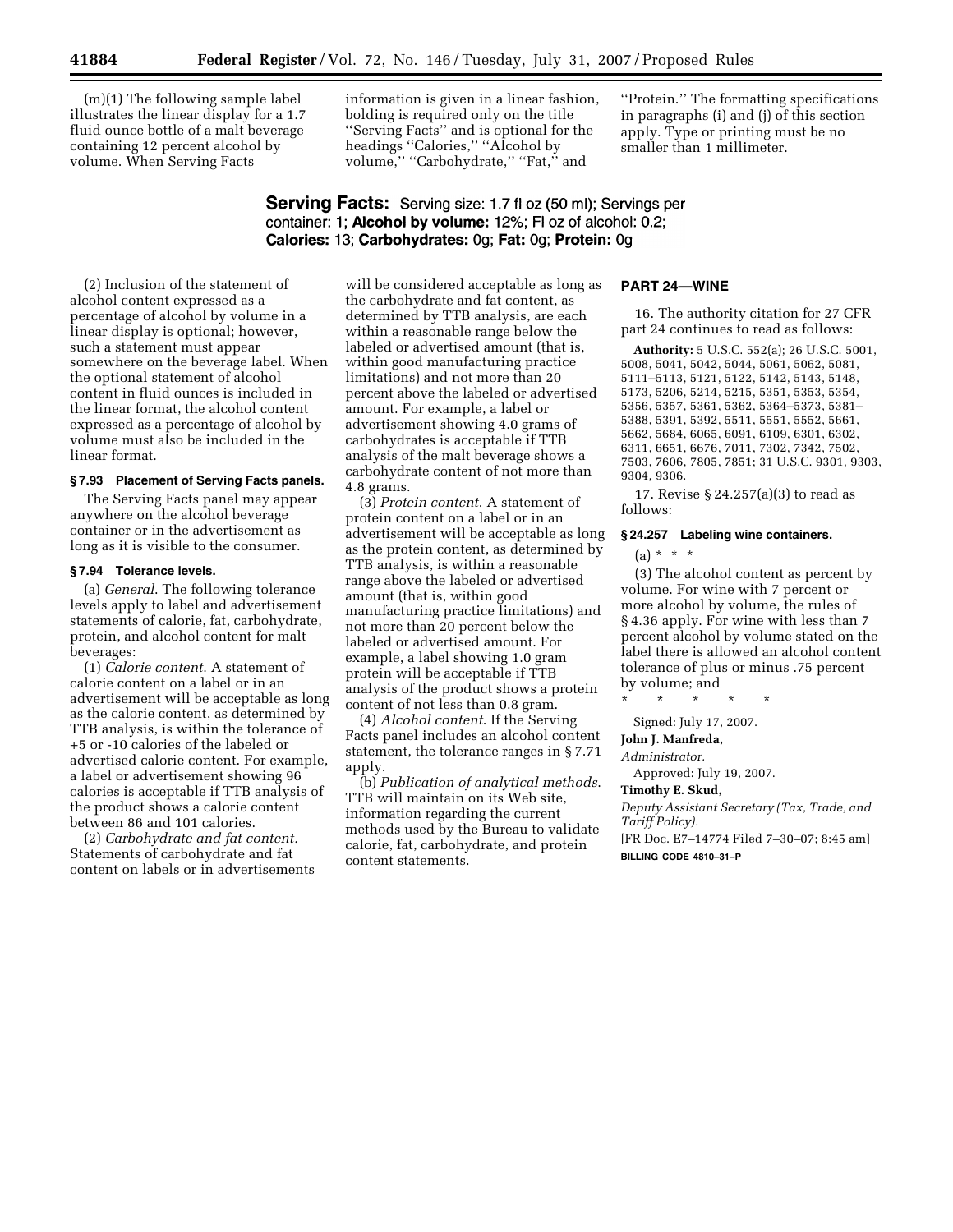(m)(1) The following sample label illustrates the linear display for a 1.7 fluid ounce bottle of a malt beverage containing 12 percent alcohol by volume. When Serving Facts information is given in a linear fashion, bolding is required only on the title ''Serving Facts'' and is optional for the headings ''Calories,'' ''Alcohol by volume,'' ''Carbohydrate,'' ''Fat,'' and ''Protein.'' The formatting specifications in paragraphs (i) and (j) of this section apply. Type or printing must be no smaller than 1 millimeter.

**Serving Facts:** Serving size: 1.7 fl oz (50 ml); Servings per container: 1; **Alcohol by volume:** 12%; Fl oz of alcohol: 0.2; **Calories:** 13; **Carbohydrates:** 0g; **Fat:** 0g; **Protein:** 0g

(2) Inclusion of the statement of alcohol content expressed as a percentage of alcohol by volume in a linear display is optional; however, such a statement must appear somewhere on the beverage label. When the optional statement of alcohol content in fluid ounces is included in the linear format, the alcohol content expressed as a percentage of alcohol by volume must also be included in the linear format.

#### § 7.93 Placement of Serving Facts panels.

The Serving Facts panel may appear anywhere on the alcohol beverage container or in the advertisement as long as it is visible to the consumer.

#### § 7.94 Tolerance levels.

(a) *General.* The following tolerance levels apply to label and advertisement statements of calorie, fat, carbohydrate, protein, and alcohol content for malt beverages:

(1) *Calorie content.* A statement of calorie content on a label or in an advertisement will be acceptable as long as the calorie content, as determined by TTB analysis, is within the tolerance of +5 or -10 calories of the labeled or advertised calorie content. For example, a label or advertisement showing 96 calories is acceptable if TTB analysis of the product shows a calorie content between 86 and 101 calories.

(2) *Carbohydrate and fat content.* Statements of carbohydrate and fat content on labels or in advertisements will be considered acceptable as long as the carbohydrate and fat content, as determined by TTB analysis, are each within a reasonable range below the labeled or advertised amount (that is, within good manufacturing practice limitations) and not more than 20 percent above the labeled or advertised amount. For example, a label or advertisement showing 4.0 grams of carbohydrates is acceptable if TTB analysis of the malt beverage shows a carbohydrate content of not more than 4.8 grams.

(3) *Protein content.* A statement of protein content on a label or in an advertisement will be acceptable as long as the protein content, as determined by TTB analysis, is within a reasonable range above the labeled or advertised amount (that is, within good manufacturing practice limitations) and not more than 20 percent below the labeled or advertised amount. For example, a label showing 1.0 gram protein will be acceptable if TTB analysis of the product shows a protein content of not less than 0.8 gram.

(4) *Alcohol content.* If the Serving Facts panel includes an alcohol content statement, the tolerance ranges in § 7.71 apply.

(b) *Publication of analytical methods.* TTB will maintain on its Web site, information regarding the current methods used by the Bureau to validate calorie, fat, carbohydrate, and protein content statements.

### PART 24—WINE

16. The authority citation for 27 CFR part 24 continues to read as follows:

**Authority:** 5 U.S.C. 552(a); 26 U.S.C. 5001, 5008, 5041, 5042, 5044, 5061, 5062, 5081, 5111–5113, 5121, 5122, 5142, 5143, 5148, 5173, 5206, 5214, 5215, 5351, 5353, 5354, 5356, 5357, 5361, 5362, 5364–5373, 5381–5388, 5391, 5392, 5511, 5551, 5552, 5661, 5662, 5684, 6065, 6091, 6109, 6301, 6302, 6311, 6651, 6676, 7011, 7302, 7342, 7502, 7503, 7606, 7805, 7851; 31 U.S.C. 9301, 9303, 9304, 9306.

17. Revise § 24.257(a)(3) to read as follows:

#### § 24.257 Labeling wine containers.

(a) * * *

(3) The alcohol content as percent by volume. For wine with 7 percent or more alcohol by volume, the rules of § 4.36 apply. For wine with less than 7 percent alcohol by volume stated on the label there is allowed an alcohol content tolerance of plus or minus .75 percent by volume; and

\* \* \* \* \*

Signed: July 17, 2007.

**John J. Manfreda,**

*Administrator.*

Approved: July 19, 2007.

**Timothy E. Skud,**

*Deputy Assistant Secretary (Tax, Trade, and Tariff Policy).*

[FR Doc. E7–14774 Filed 7–30–07; 8:45 am]

**BILLING CODE 4810–31–P**